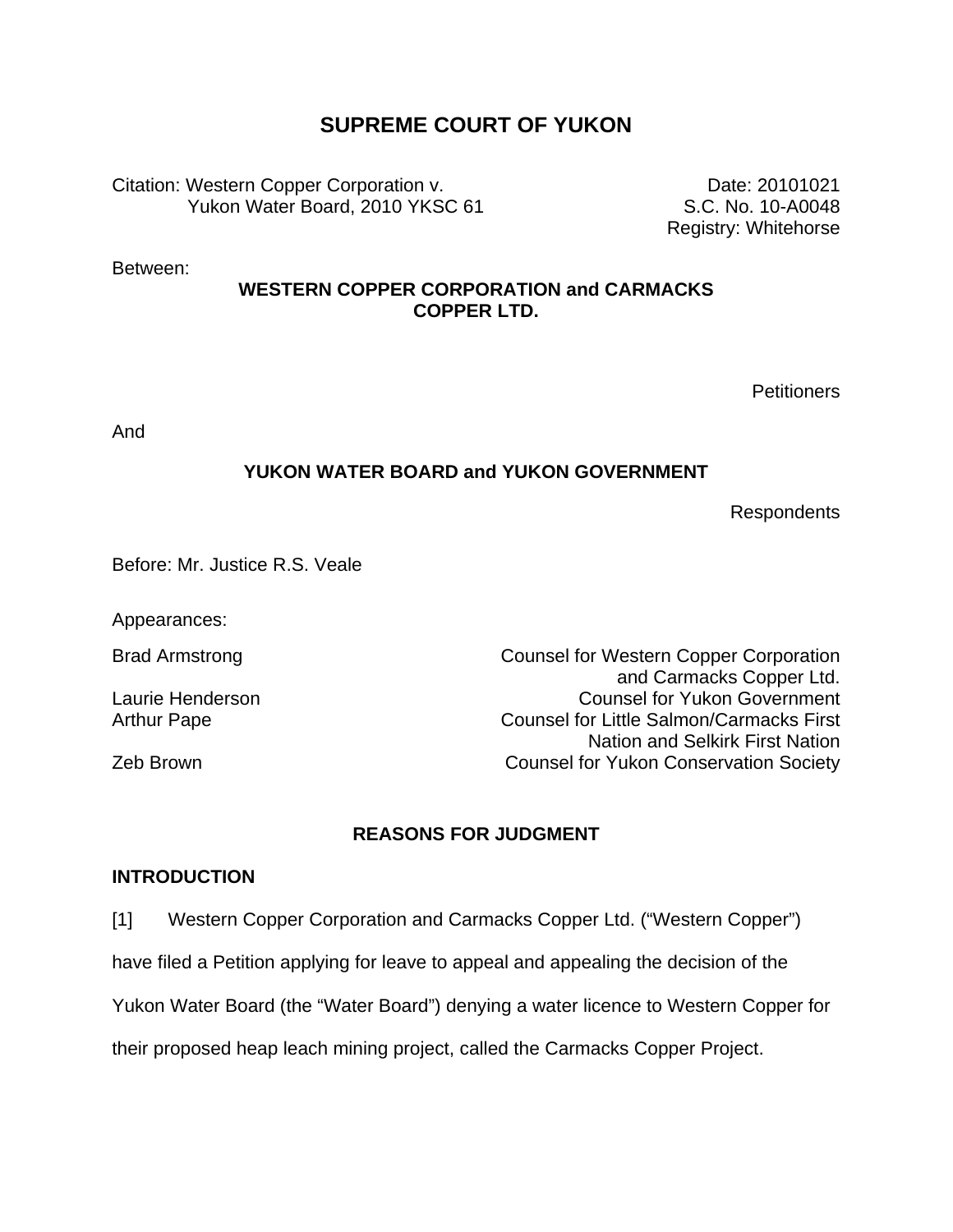# SUPREME COURT OF YUKON

Citation: Western Copper Corporation v. Yukon Water Board, 2010 YKSC 61

Date: 20101021
S.C. No. 10-A0048
Registry: Whitehorse

Between:

**WESTERN COPPER CORPORATION and CARMACKS COPPER LTD.**

Petitioners

And

**YUKON WATER BOARD and YUKON GOVERNMENT**

Respondents

Before: Mr. Justice R.S. Veale

Appearances:

| | |
|---|---|
| Brad Armstrong | Counsel for Western Copper Corporation and Carmacks Copper Ltd. |
| Laurie Henderson | Counsel for Yukon Government |
| Arthur Pape | Counsel for Little Salmon/Carmacks First Nation and Selkirk First Nation |
| Zeb Brown | Counsel for Yukon Conservation Society |

## REASONS FOR JUDGMENT

### INTRODUCTION

[1] Western Copper Corporation and Carmacks Copper Ltd. ("Western Copper") have filed a Petition applying for leave to appeal and appealing the decision of the Yukon Water Board (the "Water Board") denying a water licence to Western Copper for their proposed heap leach mining project, called the Carmacks Copper Project.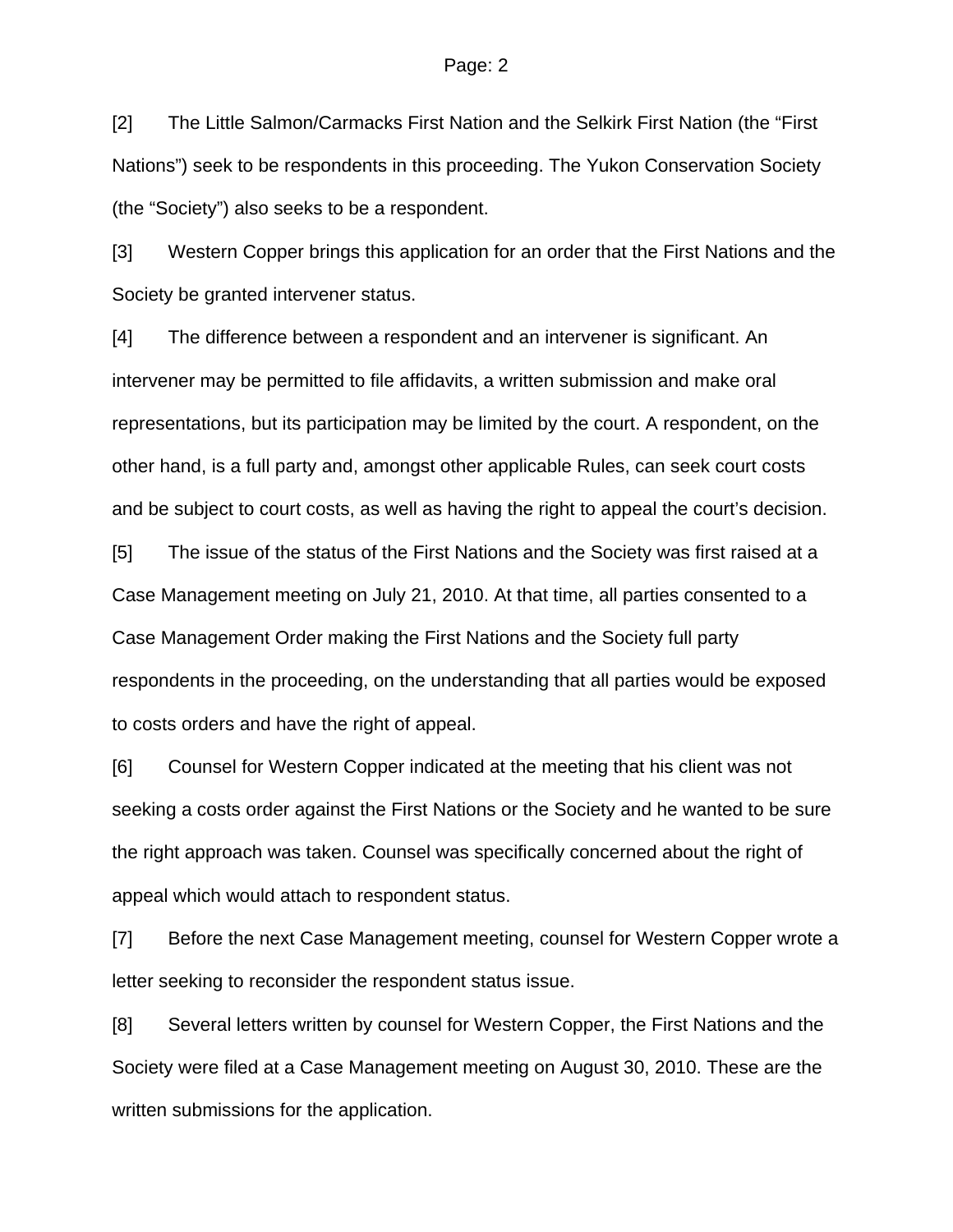[2] The Little Salmon/Carmacks First Nation and the Selkirk First Nation (the "First Nations") seek to be respondents in this proceeding. The Yukon Conservation Society (the "Society") also seeks to be a respondent.

[3] Western Copper brings this application for an order that the First Nations and the Society be granted intervener status.

[4] The difference between a respondent and an intervener is significant. An intervener may be permitted to file affidavits, a written submission and make oral representations, but its participation may be limited by the court. A respondent, on the other hand, is a full party and, amongst other applicable Rules, can seek court costs and be subject to court costs, as well as having the right to appeal the court's decision.

[5] The issue of the status of the First Nations and the Society was first raised at a Case Management meeting on July 21, 2010. At that time, all parties consented to a Case Management Order making the First Nations and the Society full party respondents in the proceeding, on the understanding that all parties would be exposed to costs orders and have the right of appeal.

[6] Counsel for Western Copper indicated at the meeting that his client was not seeking a costs order against the First Nations or the Society and he wanted to be sure the right approach was taken. Counsel was specifically concerned about the right of appeal which would attach to respondent status.

[7] Before the next Case Management meeting, counsel for Western Copper wrote a letter seeking to reconsider the respondent status issue.

[8] Several letters written by counsel for Western Copper, the First Nations and the Society were filed at a Case Management meeting on August 30, 2010. These are the written submissions for the application.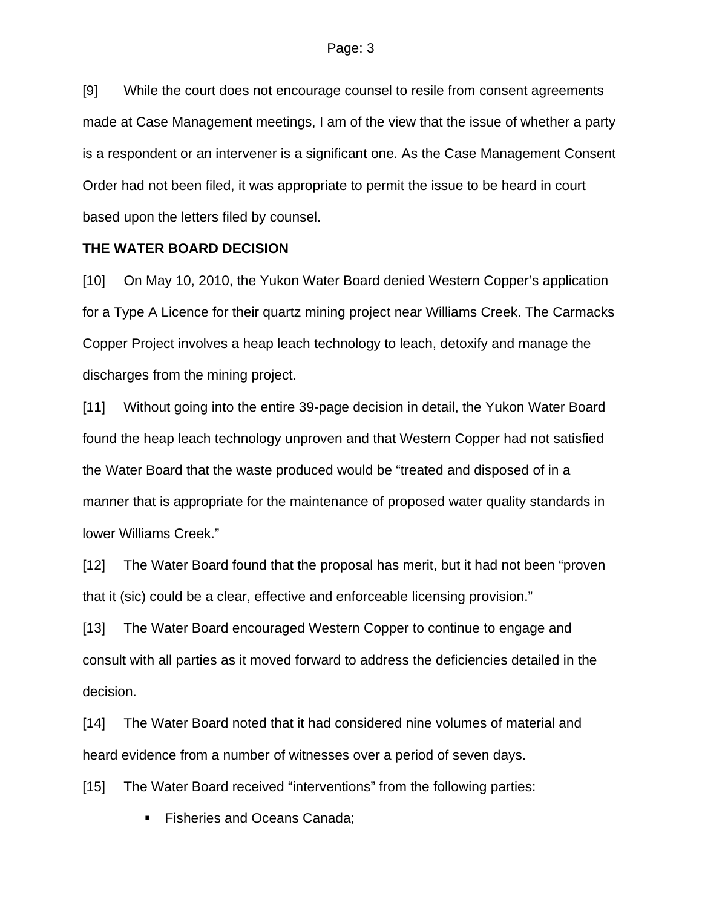[9] While the court does not encourage counsel to resile from consent agreements made at Case Management meetings, I am of the view that the issue of whether a party is a respondent or an intervener is a significant one. As the Case Management Consent Order had not been filed, it was appropriate to permit the issue to be heard in court based upon the letters filed by counsel.

**THE WATER BOARD DECISION**

[10] On May 10, 2010, the Yukon Water Board denied Western Copper's application for a Type A Licence for their quartz mining project near Williams Creek. The Carmacks Copper Project involves a heap leach technology to leach, detoxify and manage the discharges from the mining project.

[11] Without going into the entire 39-page decision in detail, the Yukon Water Board found the heap leach technology unproven and that Western Copper had not satisfied the Water Board that the waste produced would be "treated and disposed of in a manner that is appropriate for the maintenance of proposed water quality standards in lower Williams Creek."

[12] The Water Board found that the proposal has merit, but it had not been "proven that it (sic) could be a clear, effective and enforceable licensing provision."

[13] The Water Board encouraged Western Copper to continue to engage and consult with all parties as it moved forward to address the deficiencies detailed in the decision.

[14] The Water Board noted that it had considered nine volumes of material and heard evidence from a number of witnesses over a period of seven days.

[15] The Water Board received "interventions" from the following parties:

- Fisheries and Oceans Canada;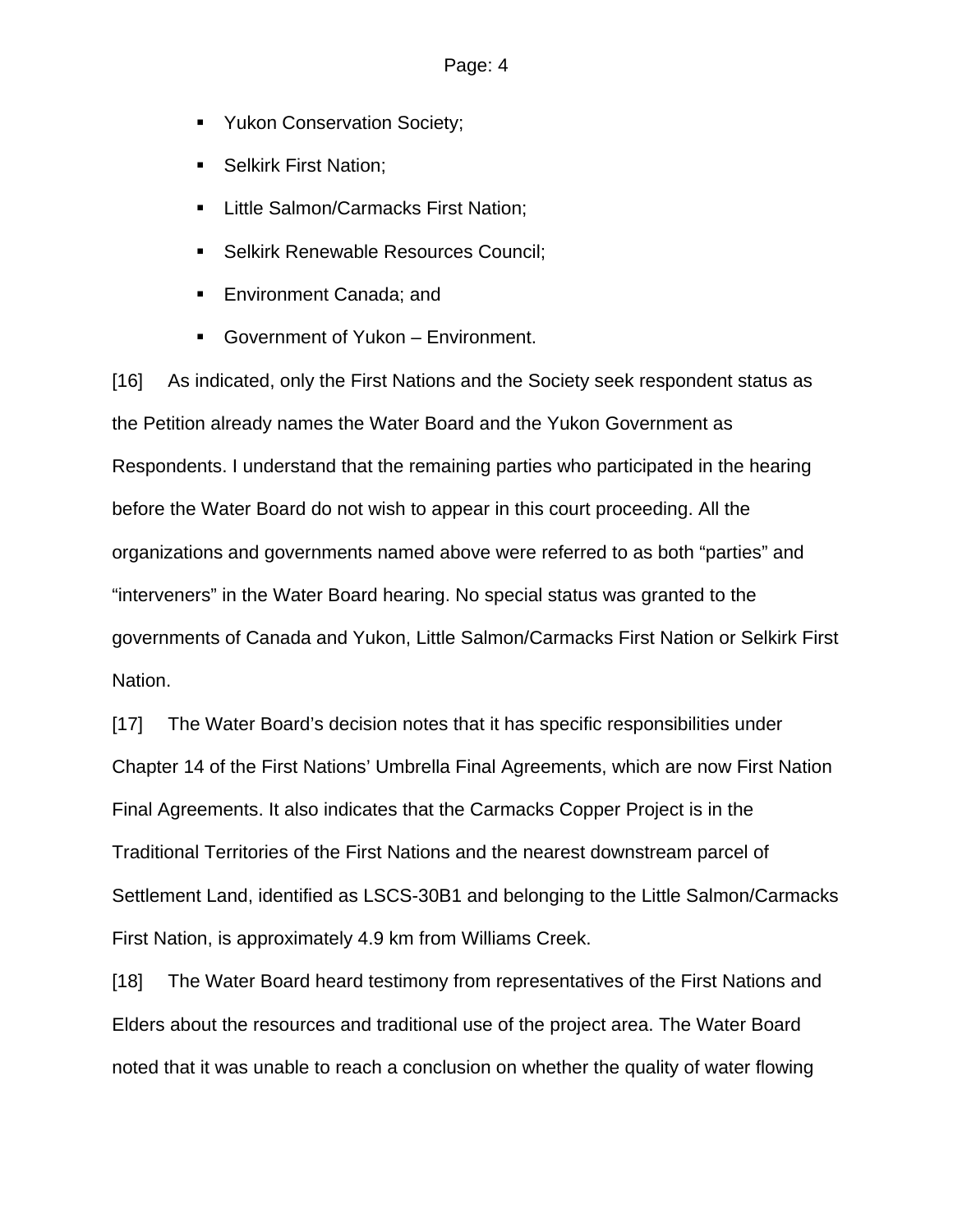- Yukon Conservation Society;
- Selkirk First Nation;
- Little Salmon/Carmacks First Nation;
- Selkirk Renewable Resources Council;
- Environment Canada; and
- Government of Yukon – Environment.

[16] As indicated, only the First Nations and the Society seek respondent status as the Petition already names the Water Board and the Yukon Government as Respondents. I understand that the remaining parties who participated in the hearing before the Water Board do not wish to appear in this court proceeding. All the organizations and governments named above were referred to as both “parties” and “interveners” in the Water Board hearing. No special status was granted to the governments of Canada and Yukon, Little Salmon/Carmacks First Nation or Selkirk First Nation.

[17] The Water Board’s decision notes that it has specific responsibilities under Chapter 14 of the First Nations’ Umbrella Final Agreements, which are now First Nation Final Agreements. It also indicates that the Carmacks Copper Project is in the Traditional Territories of the First Nations and the nearest downstream parcel of Settlement Land, identified as LSCS-30B1 and belonging to the Little Salmon/Carmacks First Nation, is approximately 4.9 km from Williams Creek.

[18] The Water Board heard testimony from representatives of the First Nations and Elders about the resources and traditional use of the project area. The Water Board noted that it was unable to reach a conclusion on whether the quality of water flowing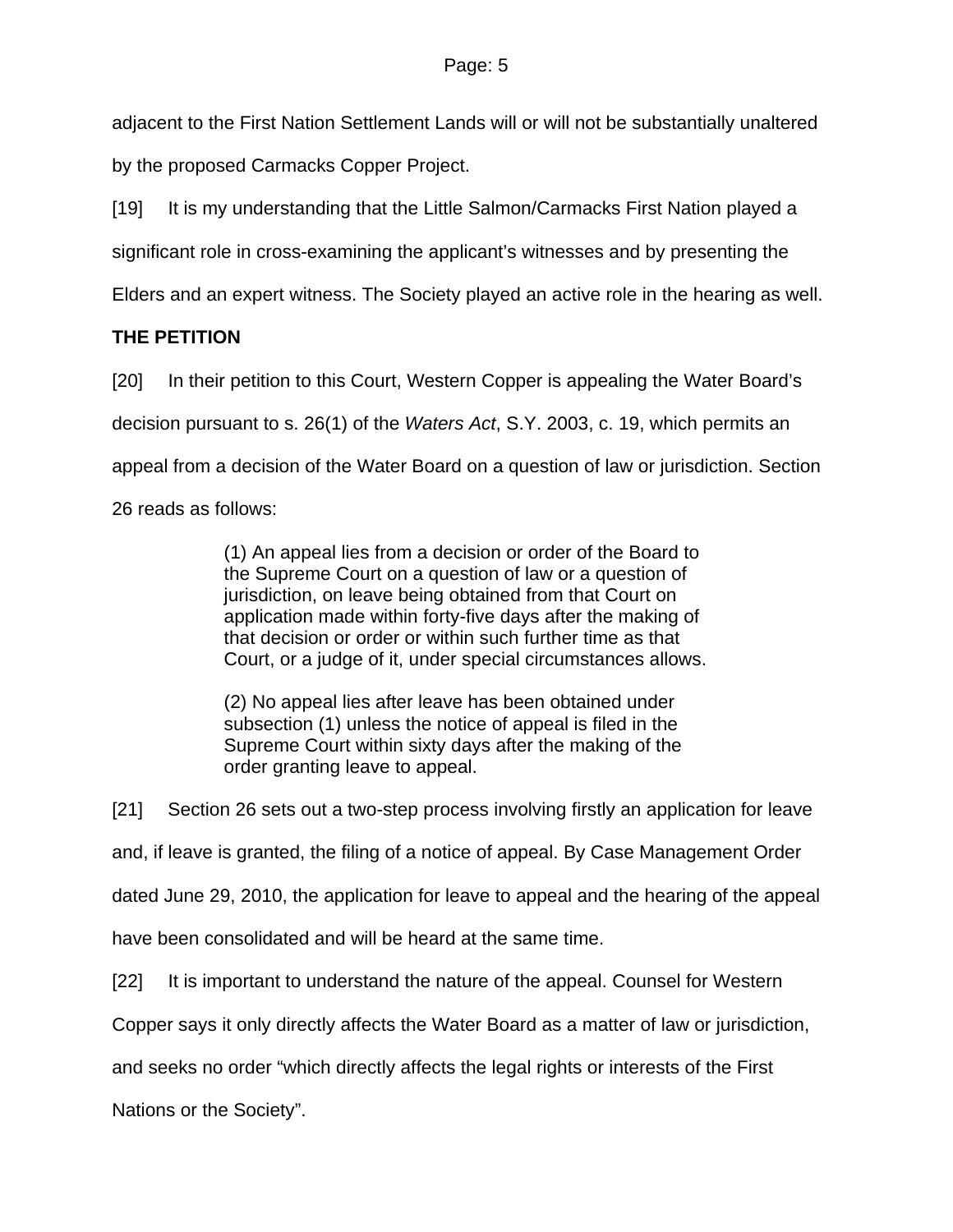adjacent to the First Nation Settlement Lands will or will not be substantially unaltered by the proposed Carmacks Copper Project.

[19] It is my understanding that the Little Salmon/Carmacks First Nation played a significant role in cross-examining the applicant's witnesses and by presenting the Elders and an expert witness. The Society played an active role in the hearing as well.

**THE PETITION**

[20] In their petition to this Court, Western Copper is appealing the Water Board's decision pursuant to s. 26(1) of the *Waters Act*, S.Y. 2003, c. 19, which permits an appeal from a decision of the Water Board on a question of law or jurisdiction. Section 26 reads as follows:

> (1) An appeal lies from a decision or order of the Board to the Supreme Court on a question of law or a question of jurisdiction, on leave being obtained from that Court on application made within forty-five days after the making of that decision or order or within such further time as that Court, or a judge of it, under special circumstances allows.
>
> (2) No appeal lies after leave has been obtained under subsection (1) unless the notice of appeal is filed in the Supreme Court within sixty days after the making of the order granting leave to appeal.

[21] Section 26 sets out a two-step process involving firstly an application for leave and, if leave is granted, the filing of a notice of appeal. By Case Management Order dated June 29, 2010, the application for leave to appeal and the hearing of the appeal have been consolidated and will be heard at the same time.

[22] It is important to understand the nature of the appeal. Counsel for Western Copper says it only directly affects the Water Board as a matter of law or jurisdiction, and seeks no order "which directly affects the legal rights or interests of the First Nations or the Society".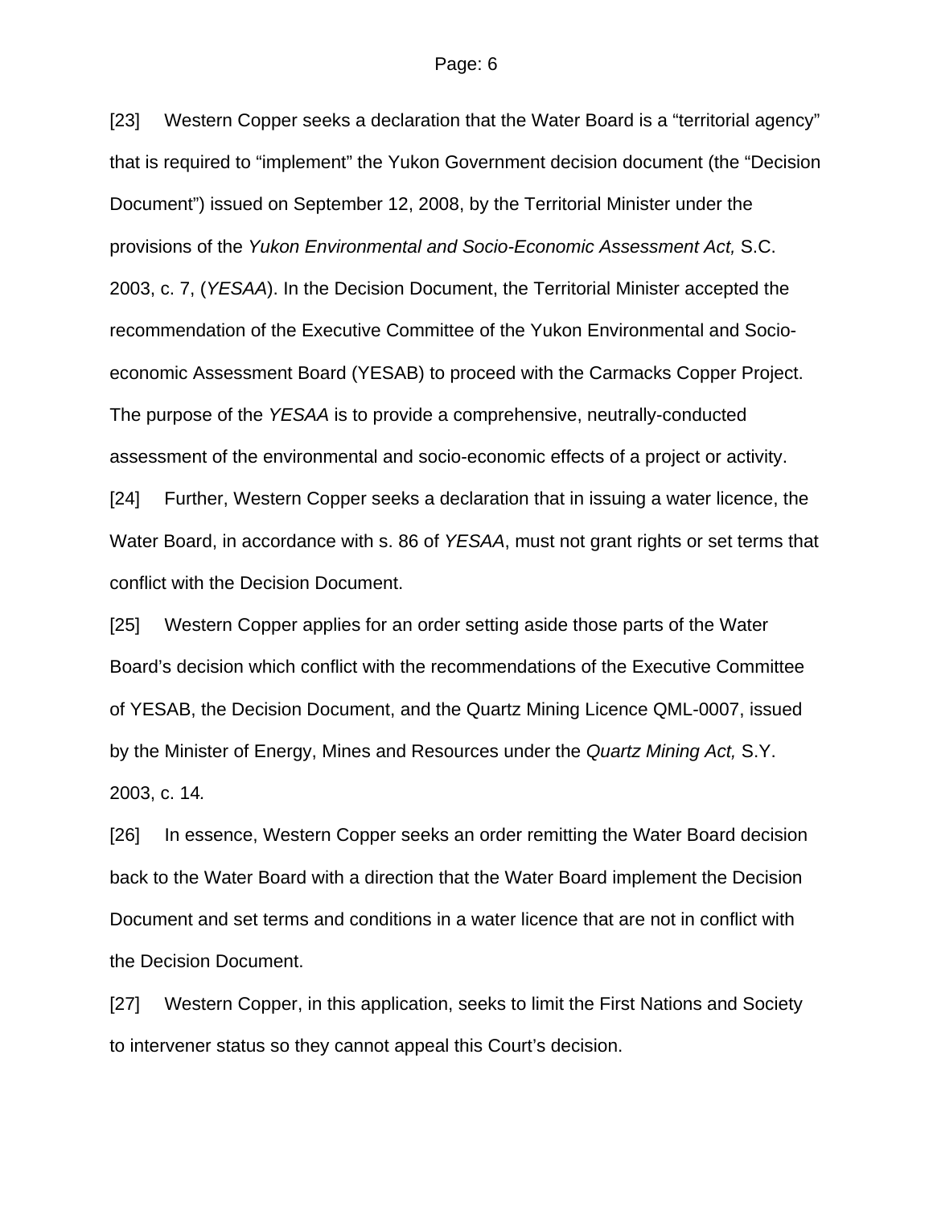[23] Western Copper seeks a declaration that the Water Board is a "territorial agency" that is required to "implement" the Yukon Government decision document (the "Decision Document") issued on September 12, 2008, by the Territorial Minister under the provisions of the *Yukon Environmental and Socio-Economic Assessment Act,* S.C. 2003, c. 7, (*YESAA*). In the Decision Document, the Territorial Minister accepted the recommendation of the Executive Committee of the Yukon Environmental and Socio-economic Assessment Board (YESAB) to proceed with the Carmacks Copper Project. The purpose of the *YESAA* is to provide a comprehensive, neutrally-conducted assessment of the environmental and socio-economic effects of a project or activity.

[24] Further, Western Copper seeks a declaration that in issuing a water licence, the Water Board, in accordance with s. 86 of *YESAA*, must not grant rights or set terms that conflict with the Decision Document.

[25] Western Copper applies for an order setting aside those parts of the Water Board's decision which conflict with the recommendations of the Executive Committee of YESAB, the Decision Document, and the Quartz Mining Licence QML-0007, issued by the Minister of Energy, Mines and Resources under the *Quartz Mining Act,* S.Y. 2003, c. 14.

[26] In essence, Western Copper seeks an order remitting the Water Board decision back to the Water Board with a direction that the Water Board implement the Decision Document and set terms and conditions in a water licence that are not in conflict with the Decision Document.

[27] Western Copper, in this application, seeks to limit the First Nations and Society to intervener status so they cannot appeal this Court's decision.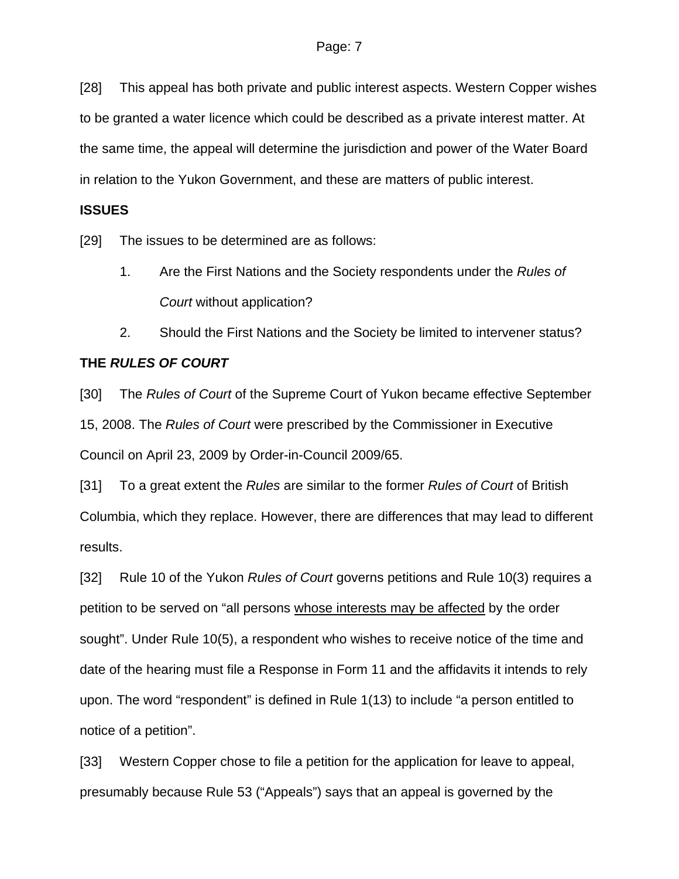[28] This appeal has both private and public interest aspects. Western Copper wishes to be granted a water licence which could be described as a private interest matter. At the same time, the appeal will determine the jurisdiction and power of the Water Board in relation to the Yukon Government, and these are matters of public interest.

## ISSUES

[29] The issues to be determined are as follows:

1. Are the First Nations and the Society respondents under the *Rules of Court* without application?
2. Should the First Nations and the Society be limited to intervener status?

## THE *RULES OF COURT*

[30] The *Rules of Court* of the Supreme Court of Yukon became effective September 15, 2008. The *Rules of Court* were prescribed by the Commissioner in Executive Council on April 23, 2009 by Order-in-Council 2009/65.

[31] To a great extent the *Rules* are similar to the former *Rules of Court* of British Columbia, which they replace. However, there are differences that may lead to different results.

[32] Rule 10 of the Yukon *Rules of Court* governs petitions and Rule 10(3) requires a petition to be served on "all persons <u>whose interests may be affected</u> by the order sought". Under Rule 10(5), a respondent who wishes to receive notice of the time and date of the hearing must file a Response in Form 11 and the affidavits it intends to rely upon. The word "respondent" is defined in Rule 1(13) to include "a person entitled to notice of a petition".

[33] Western Copper chose to file a petition for the application for leave to appeal, presumably because Rule 53 ("Appeals") says that an appeal is governed by the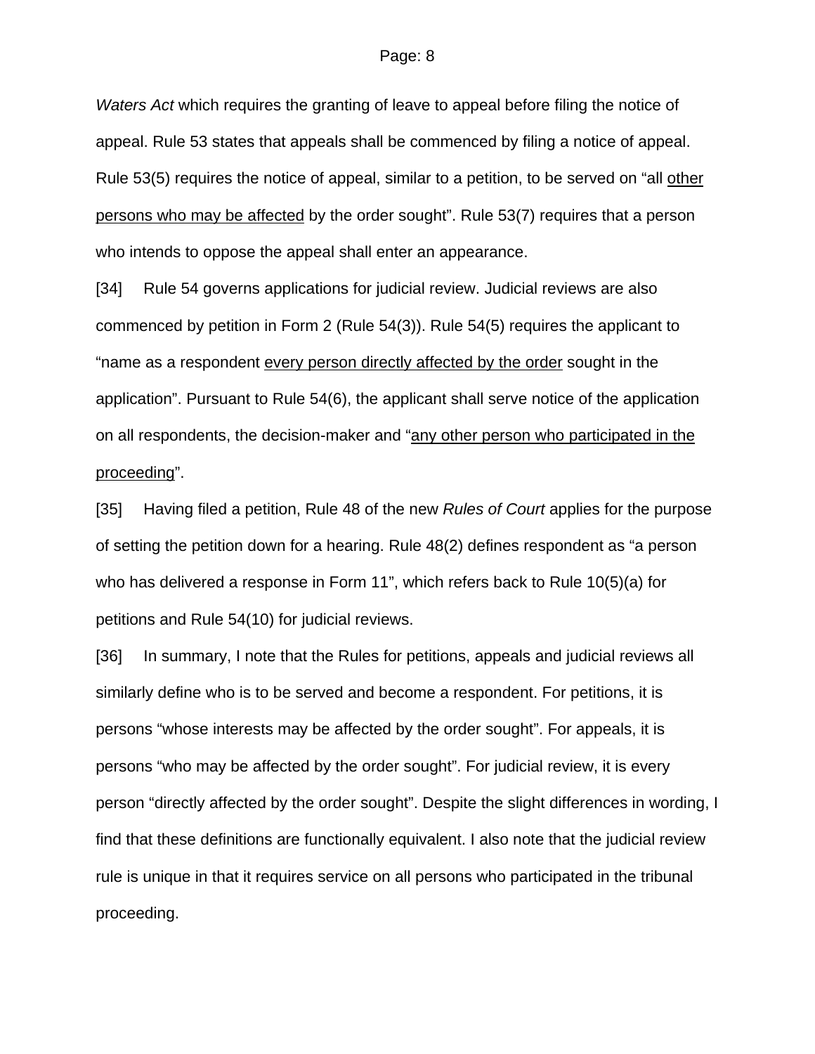*Waters Act* which requires the granting of leave to appeal before filing the notice of appeal. Rule 53 states that appeals shall be commenced by filing a notice of appeal. Rule 53(5) requires the notice of appeal, similar to a petition, to be served on "all <u>other persons who may be affected</u> by the order sought". Rule 53(7) requires that a person who intends to oppose the appeal shall enter an appearance.

[34] Rule 54 governs applications for judicial review. Judicial reviews are also commenced by petition in Form 2 (Rule 54(3)). Rule 54(5) requires the applicant to "name as a respondent <u>every person directly affected by the order</u> sought in the application". Pursuant to Rule 54(6), the applicant shall serve notice of the application on all respondents, the decision-maker and "<u>any other person who participated in the proceeding</u>".

[35] Having filed a petition, Rule 48 of the new *Rules of Court* applies for the purpose of setting the petition down for a hearing. Rule 48(2) defines respondent as "a person who has delivered a response in Form 11", which refers back to Rule 10(5)(a) for petitions and Rule 54(10) for judicial reviews.

[36] In summary, I note that the Rules for petitions, appeals and judicial reviews all similarly define who is to be served and become a respondent. For petitions, it is persons "whose interests may be affected by the order sought". For appeals, it is persons "who may be affected by the order sought". For judicial review, it is every person "directly affected by the order sought". Despite the slight differences in wording, I find that these definitions are functionally equivalent. I also note that the judicial review rule is unique in that it requires service on all persons who participated in the tribunal proceeding.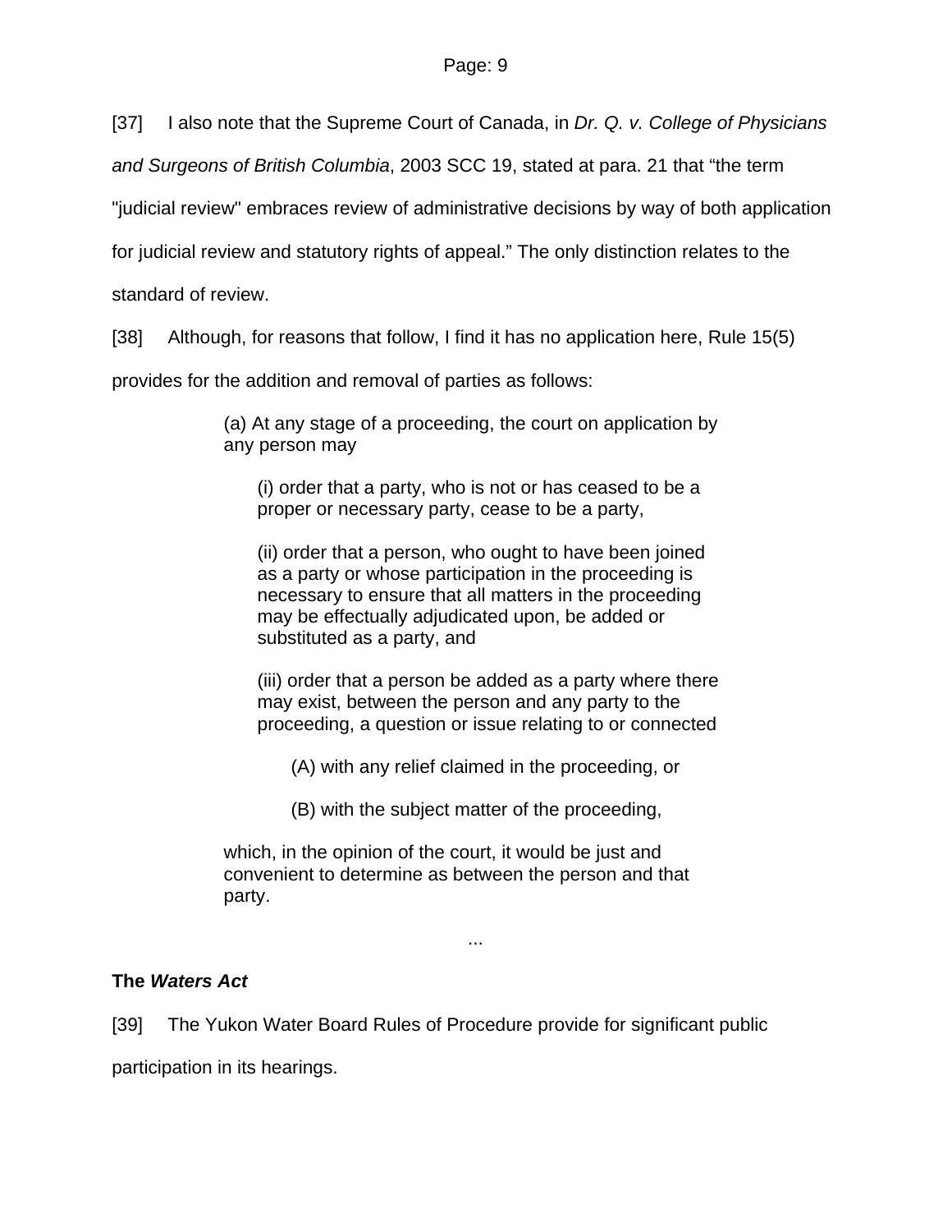[37] I also note that the Supreme Court of Canada, in *Dr. Q. v. College of Physicians and Surgeons of British Columbia*, 2003 SCC 19, stated at para. 21 that "the term "judicial review" embraces review of administrative decisions by way of both application for judicial review and statutory rights of appeal." The only distinction relates to the standard of review.

[38] Although, for reasons that follow, I find it has no application here, Rule 15(5) provides for the addition and removal of parties as follows:

> (a) At any stage of a proceeding, the court on application by any person may
>
> > (i) order that a party, who is not or has ceased to be a proper or necessary party, cease to be a party,
> >
> > (ii) order that a person, who ought to have been joined as a party or whose participation in the proceeding is necessary to ensure that all matters in the proceeding may be effectually adjudicated upon, be added or substituted as a party, and
> >
> > (iii) order that a person be added as a party where there may exist, between the person and any party to the proceeding, a question or issue relating to or connected
> >
> > > (A) with any relief claimed in the proceeding, or
> > >
> > > (B) with the subject matter of the proceeding,
>
> which, in the opinion of the court, it would be just and convenient to determine as between the person and that party.
>
> ...

### The *Waters Act*

[39] The Yukon Water Board Rules of Procedure provide for significant public participation in its hearings.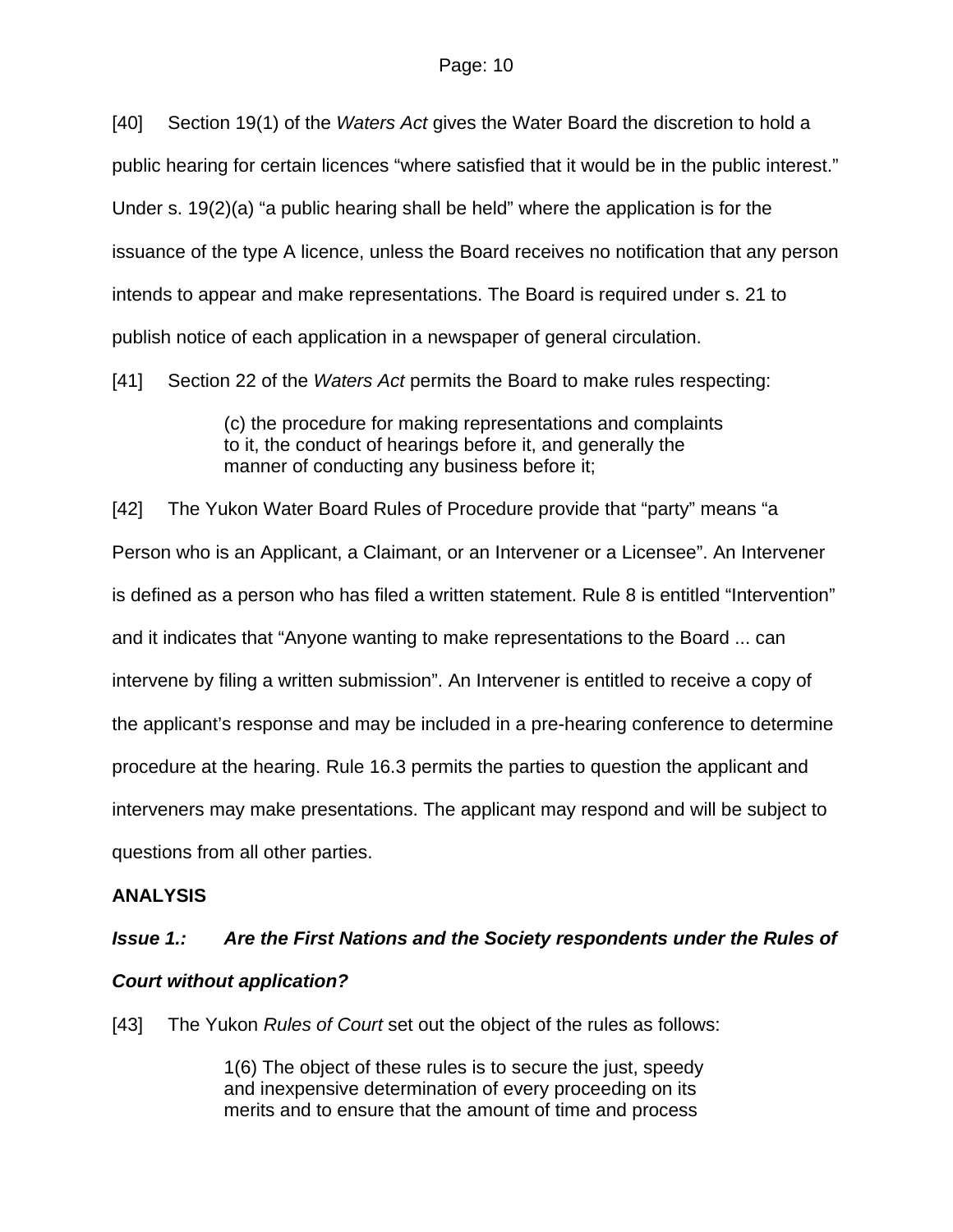[40] Section 19(1) of the *Waters Act* gives the Water Board the discretion to hold a public hearing for certain licences "where satisfied that it would be in the public interest." Under s. 19(2)(a) "a public hearing shall be held" where the application is for the issuance of the type A licence, unless the Board receives no notification that any person intends to appear and make representations. The Board is required under s. 21 to publish notice of each application in a newspaper of general circulation.

[41] Section 22 of the *Waters Act* permits the Board to make rules respecting:

> (c) the procedure for making representations and complaints to it, the conduct of hearings before it, and generally the manner of conducting any business before it;

[42] The Yukon Water Board Rules of Procedure provide that "party" means "a Person who is an Applicant, a Claimant, or an Intervener or a Licensee". An Intervener is defined as a person who has filed a written statement. Rule 8 is entitled "Intervention" and it indicates that "Anyone wanting to make representations to the Board ... can intervene by filing a written submission". An Intervener is entitled to receive a copy of the applicant's response and may be included in a pre-hearing conference to determine procedure at the hearing. Rule 16.3 permits the parties to question the applicant and interveners may make presentations. The applicant may respond and will be subject to questions from all other parties.

**ANALYSIS**

***Issue 1.: Are the First Nations and the Society respondents under the Rules of Court without application?***

[43] The Yukon *Rules of Court* set out the object of the rules as follows:

> 1(6) The object of these rules is to secure the just, speedy and inexpensive determination of every proceeding on its merits and to ensure that the amount of time and process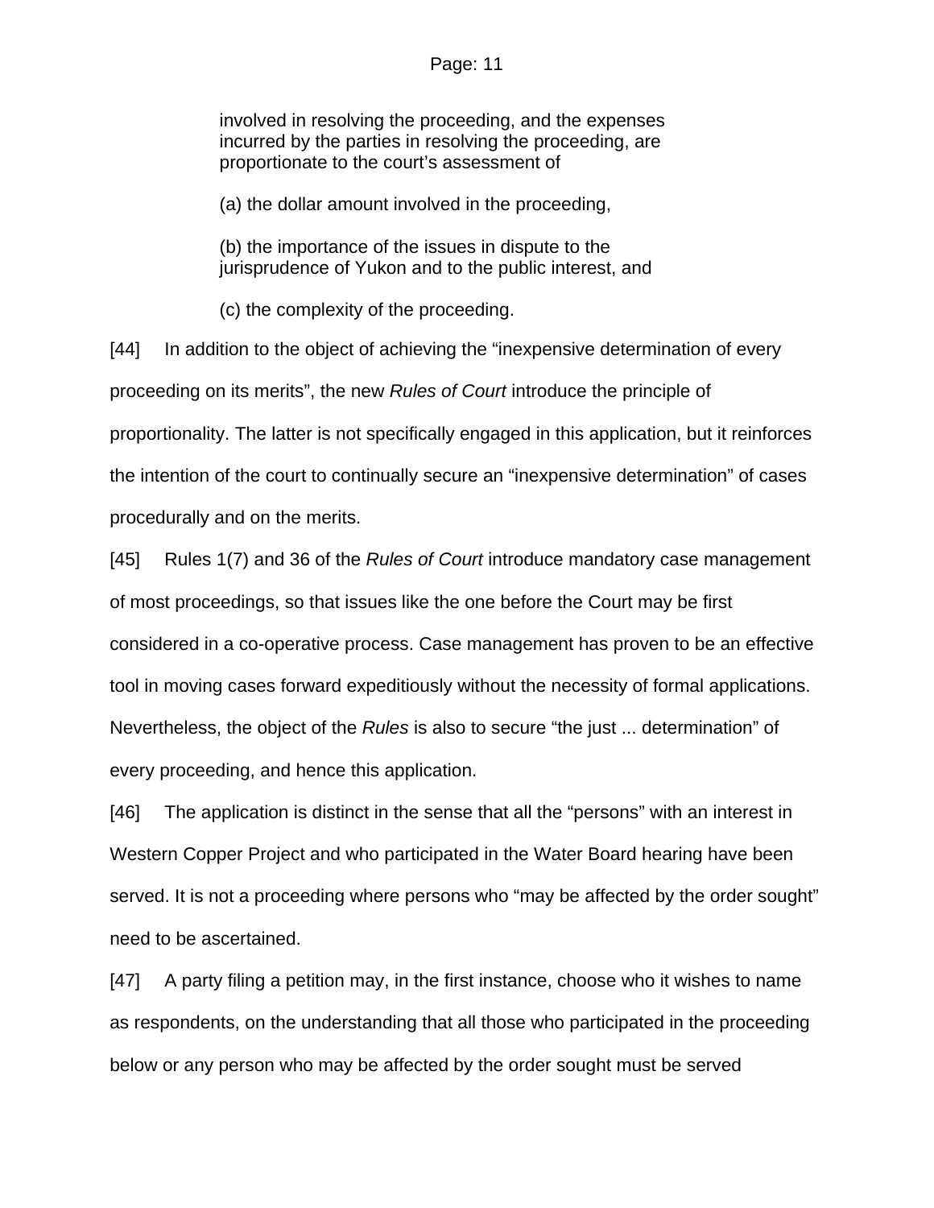> involved in resolving the proceeding, and the expenses incurred by the parties in resolving the proceeding, are proportionate to the court's assessment of
>
> (a) the dollar amount involved in the proceeding,
>
> (b) the importance of the issues in dispute to the jurisprudence of Yukon and to the public interest, and
>
> (c) the complexity of the proceeding.

[44] In addition to the object of achieving the "inexpensive determination of every proceeding on its merits", the new *Rules of Court* introduce the principle of proportionality. The latter is not specifically engaged in this application, but it reinforces the intention of the court to continually secure an "inexpensive determination" of cases procedurally and on the merits.

[45] Rules 1(7) and 36 of the *Rules of Court* introduce mandatory case management of most proceedings, so that issues like the one before the Court may be first considered in a co-operative process. Case management has proven to be an effective tool in moving cases forward expeditiously without the necessity of formal applications. Nevertheless, the object of the *Rules* is also to secure "the just ... determination" of every proceeding, and hence this application.

[46] The application is distinct in the sense that all the "persons" with an interest in Western Copper Project and who participated in the Water Board hearing have been served. It is not a proceeding where persons who "may be affected by the order sought" need to be ascertained.

[47] A party filing a petition may, in the first instance, choose who it wishes to name as respondents, on the understanding that all those who participated in the proceeding below or any person who may be affected by the order sought must be served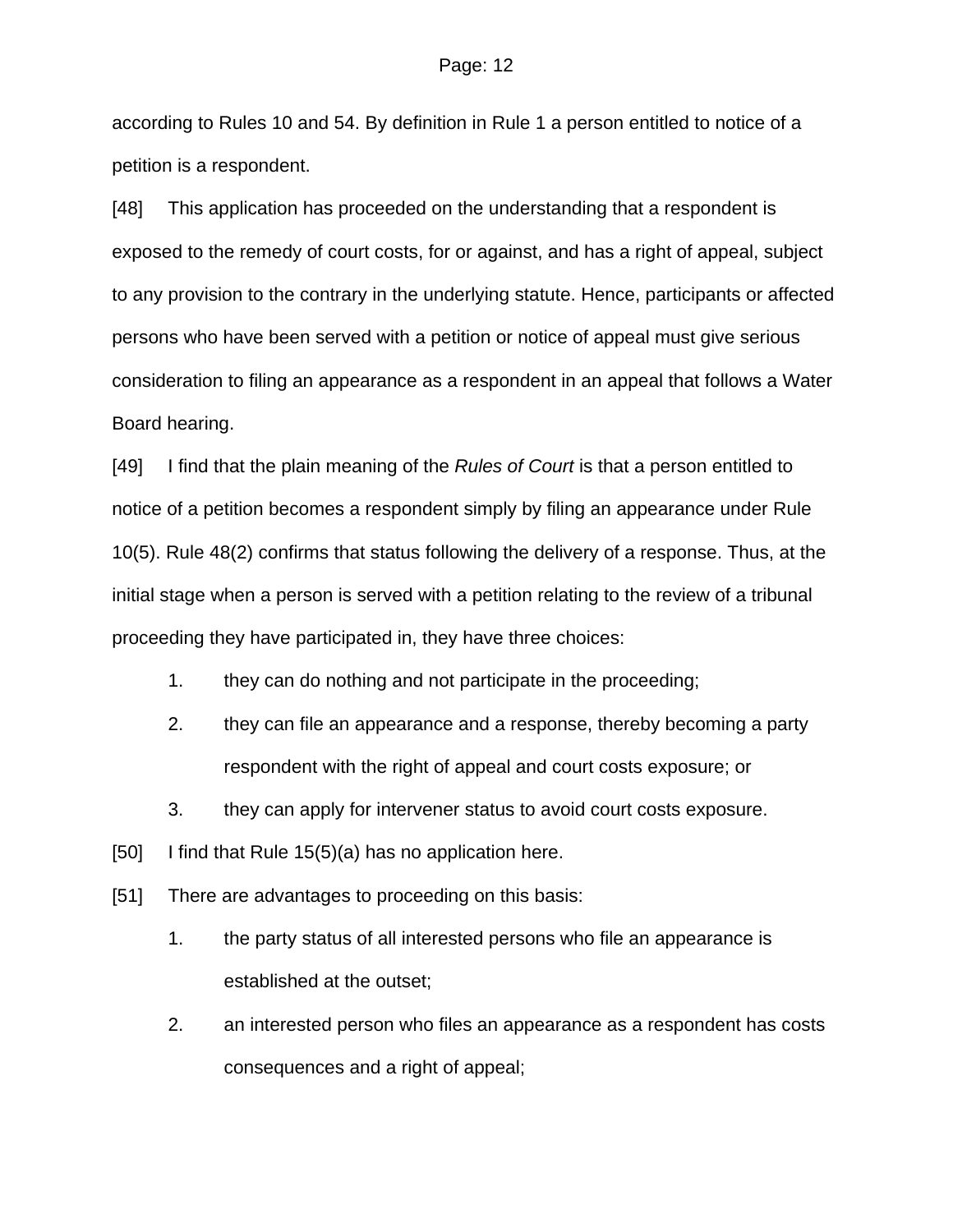according to Rules 10 and 54. By definition in Rule 1 a person entitled to notice of a petition is a respondent.

[48] This application has proceeded on the understanding that a respondent is exposed to the remedy of court costs, for or against, and has a right of appeal, subject to any provision to the contrary in the underlying statute. Hence, participants or affected persons who have been served with a petition or notice of appeal must give serious consideration to filing an appearance as a respondent in an appeal that follows a Water Board hearing.

[49] I find that the plain meaning of the *Rules of Court* is that a person entitled to notice of a petition becomes a respondent simply by filing an appearance under Rule 10(5). Rule 48(2) confirms that status following the delivery of a response. Thus, at the initial stage when a person is served with a petition relating to the review of a tribunal proceeding they have participated in, they have three choices:

1. they can do nothing and not participate in the proceeding;
2. they can file an appearance and a response, thereby becoming a party respondent with the right of appeal and court costs exposure; or
3. they can apply for intervener status to avoid court costs exposure.

[50] I find that Rule 15(5)(a) has no application here.

[51] There are advantages to proceeding on this basis:

1. the party status of all interested persons who file an appearance is established at the outset;
2. an interested person who files an appearance as a respondent has costs consequences and a right of appeal;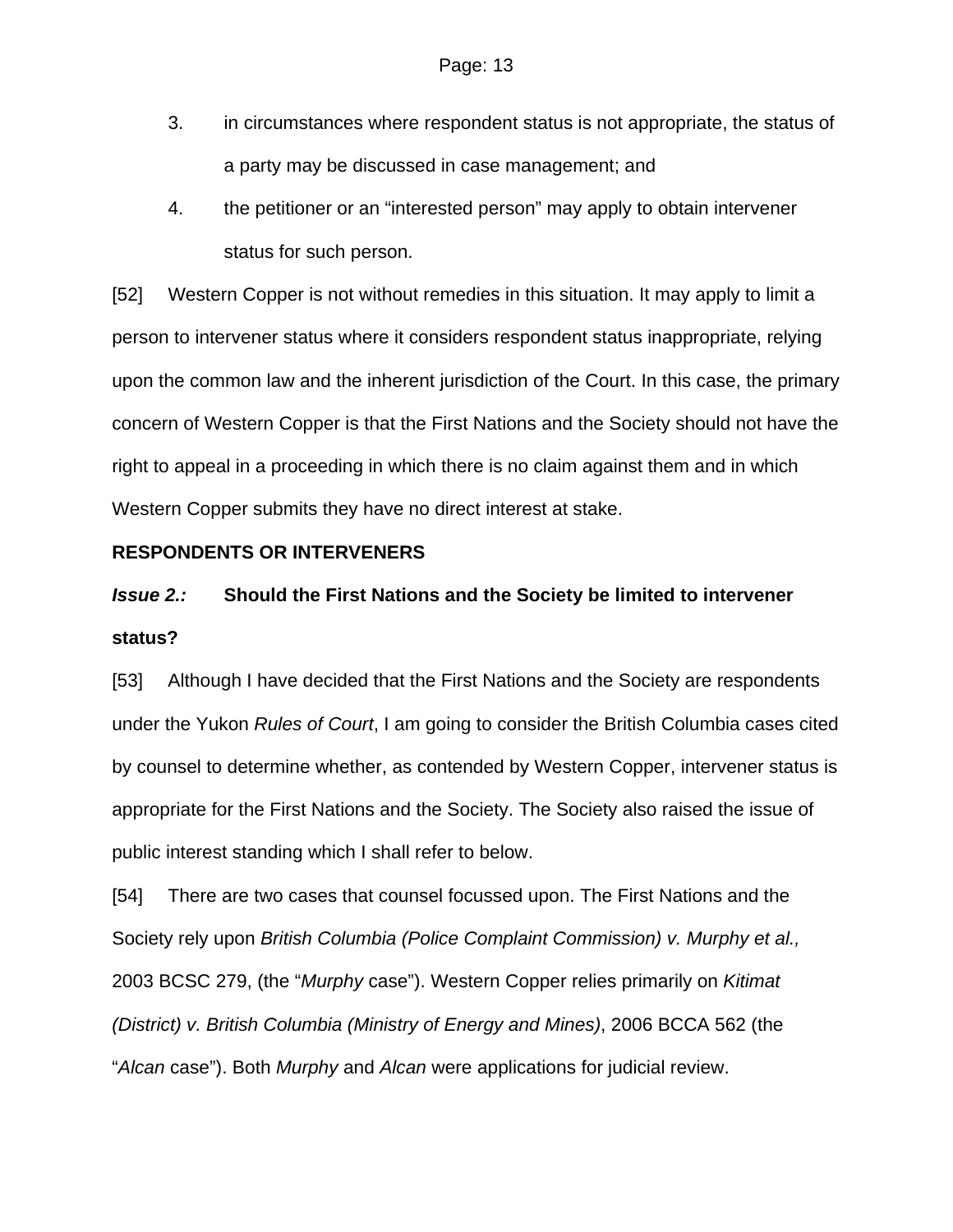3. in circumstances where respondent status is not appropriate, the status of a party may be discussed in case management; and

4. the petitioner or an "interested person" may apply to obtain intervener status for such person.

[52] Western Copper is not without remedies in this situation. It may apply to limit a person to intervener status where it considers respondent status inappropriate, relying upon the common law and the inherent jurisdiction of the Court. In this case, the primary concern of Western Copper is that the First Nations and the Society should not have the right to appeal in a proceeding in which there is no claim against them and in which Western Copper submits they have no direct interest at stake.

**RESPONDENTS OR INTERVENERS**

***Issue 2.:*** **Should the First Nations and the Society be limited to intervener status?**

[53] Although I have decided that the First Nations and the Society are respondents under the Yukon *Rules of Court*, I am going to consider the British Columbia cases cited by counsel to determine whether, as contended by Western Copper, intervener status is appropriate for the First Nations and the Society. The Society also raised the issue of public interest standing which I shall refer to below.

[54] There are two cases that counsel focussed upon. The First Nations and the Society rely upon *British Columbia (Police Complaint Commission) v. Murphy et al.,* 2003 BCSC 279, (the "*Murphy* case"). Western Copper relies primarily on *Kitimat (District) v. British Columbia (Ministry of Energy and Mines)*, 2006 BCCA 562 (the "*Alcan* case"). Both *Murphy* and *Alcan* were applications for judicial review.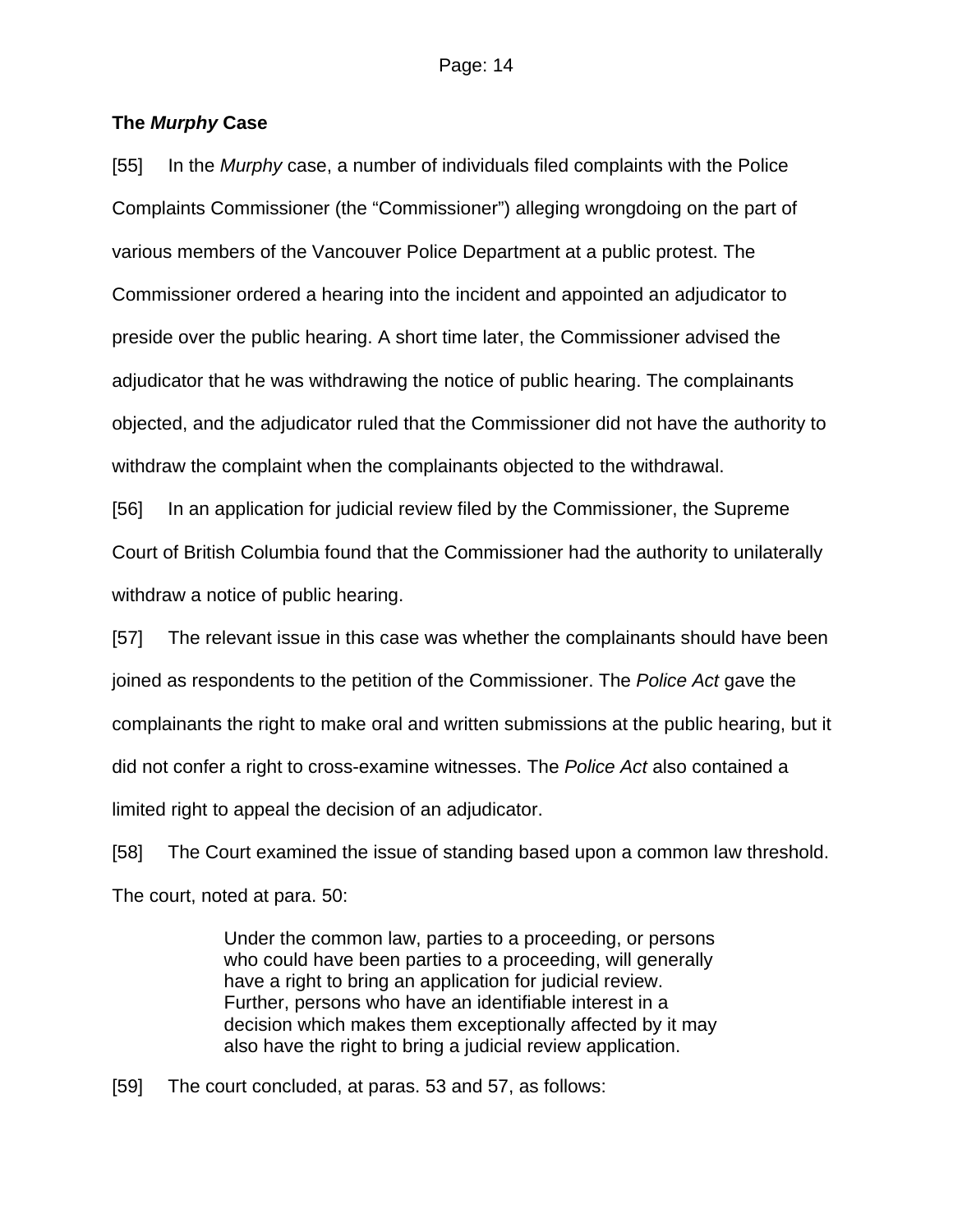### The *Murphy* Case

[55] In the *Murphy* case, a number of individuals filed complaints with the Police Complaints Commissioner (the "Commissioner") alleging wrongdoing on the part of various members of the Vancouver Police Department at a public protest. The Commissioner ordered a hearing into the incident and appointed an adjudicator to preside over the public hearing. A short time later, the Commissioner advised the adjudicator that he was withdrawing the notice of public hearing. The complainants objected, and the adjudicator ruled that the Commissioner did not have the authority to withdraw the complaint when the complainants objected to the withdrawal.

[56] In an application for judicial review filed by the Commissioner, the Supreme Court of British Columbia found that the Commissioner had the authority to unilaterally withdraw a notice of public hearing.

[57] The relevant issue in this case was whether the complainants should have been joined as respondents to the petition of the Commissioner. The *Police Act* gave the complainants the right to make oral and written submissions at the public hearing, but it did not confer a right to cross-examine witnesses. The *Police Act* also contained a limited right to appeal the decision of an adjudicator.

[58] The Court examined the issue of standing based upon a common law threshold. The court, noted at para. 50:

> Under the common law, parties to a proceeding, or persons who could have been parties to a proceeding, will generally have a right to bring an application for judicial review. Further, persons who have an identifiable interest in a decision which makes them exceptionally affected by it may also have the right to bring a judicial review application.

[59] The court concluded, at paras. 53 and 57, as follows: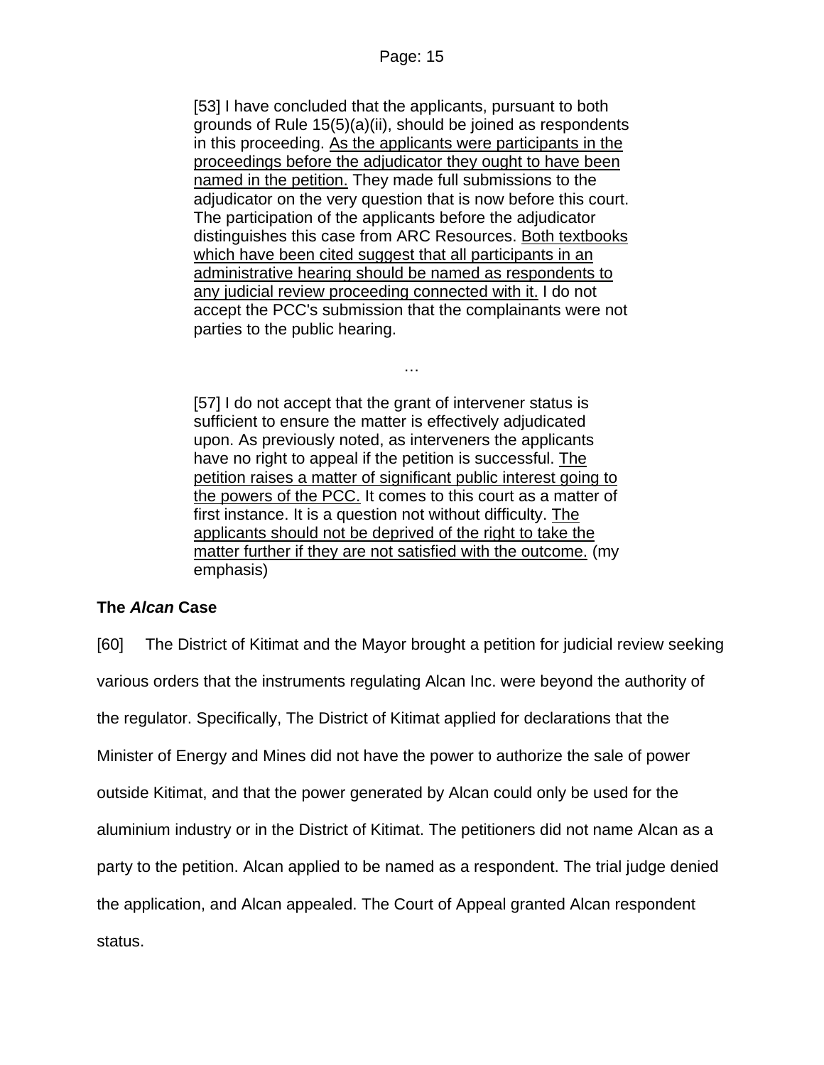> [53] I have concluded that the applicants, pursuant to both grounds of Rule 15(5)(a)(ii), should be joined as respondents in this proceeding. <u>As the applicants were participants in the proceedings before the adjudicator they ought to have been named in the petition.</u> They made full submissions to the adjudicator on the very question that is now before this court. The participation of the applicants before the adjudicator distinguishes this case from ARC Resources. <u>Both textbooks which have been cited suggest that all participants in an administrative hearing should be named as respondents to any judicial review proceeding connected with it.</u> I do not accept the PCC's submission that the complainants were not parties to the public hearing.
>
> …
>
> [57] I do not accept that the grant of intervener status is sufficient to ensure the matter is effectively adjudicated upon. As previously noted, as interveners the applicants have no right to appeal if the petition is successful. <u>The petition raises a matter of significant public interest going to the powers of the PCC.</u> It comes to this court as a matter of first instance. It is a question not without difficulty. <u>The applicants should not be deprived of the right to take the matter further if they are not satisfied with the outcome.</u> (my emphasis)

### The *Alcan* Case

[60] The District of Kitimat and the Mayor brought a petition for judicial review seeking various orders that the instruments regulating Alcan Inc. were beyond the authority of the regulator. Specifically, The District of Kitimat applied for declarations that the Minister of Energy and Mines did not have the power to authorize the sale of power outside Kitimat, and that the power generated by Alcan could only be used for the aluminium industry or in the District of Kitimat. The petitioners did not name Alcan as a party to the petition. Alcan applied to be named as a respondent. The trial judge denied the application, and Alcan appealed. The Court of Appeal granted Alcan respondent status.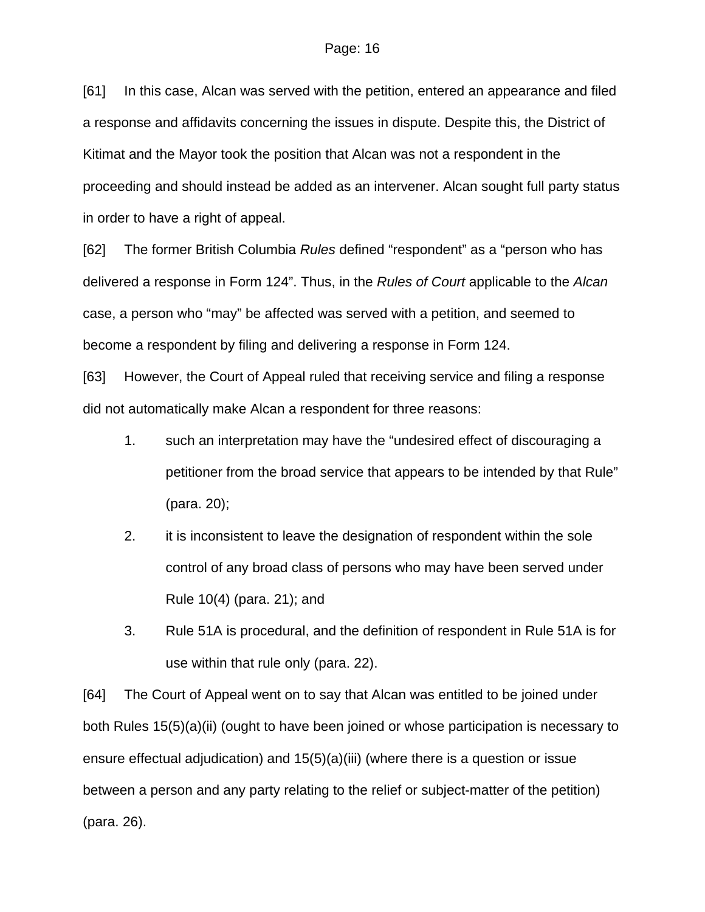[61] In this case, Alcan was served with the petition, entered an appearance and filed a response and affidavits concerning the issues in dispute. Despite this, the District of Kitimat and the Mayor took the position that Alcan was not a respondent in the proceeding and should instead be added as an intervener. Alcan sought full party status in order to have a right of appeal.

[62] The former British Columbia *Rules* defined "respondent" as a "person who has delivered a response in Form 124". Thus, in the *Rules of Court* applicable to the *Alcan* case, a person who "may" be affected was served with a petition, and seemed to become a respondent by filing and delivering a response in Form 124.

[63] However, the Court of Appeal ruled that receiving service and filing a response did not automatically make Alcan a respondent for three reasons:

1. such an interpretation may have the "undesired effect of discouraging a petitioner from the broad service that appears to be intended by that Rule" (para. 20);
2. it is inconsistent to leave the designation of respondent within the sole control of any broad class of persons who may have been served under Rule 10(4) (para. 21); and
3. Rule 51A is procedural, and the definition of respondent in Rule 51A is for use within that rule only (para. 22).

[64] The Court of Appeal went on to say that Alcan was entitled to be joined under both Rules 15(5)(a)(ii) (ought to have been joined or whose participation is necessary to ensure effectual adjudication) and 15(5)(a)(iii) (where there is a question or issue between a person and any party relating to the relief or subject-matter of the petition) (para. 26).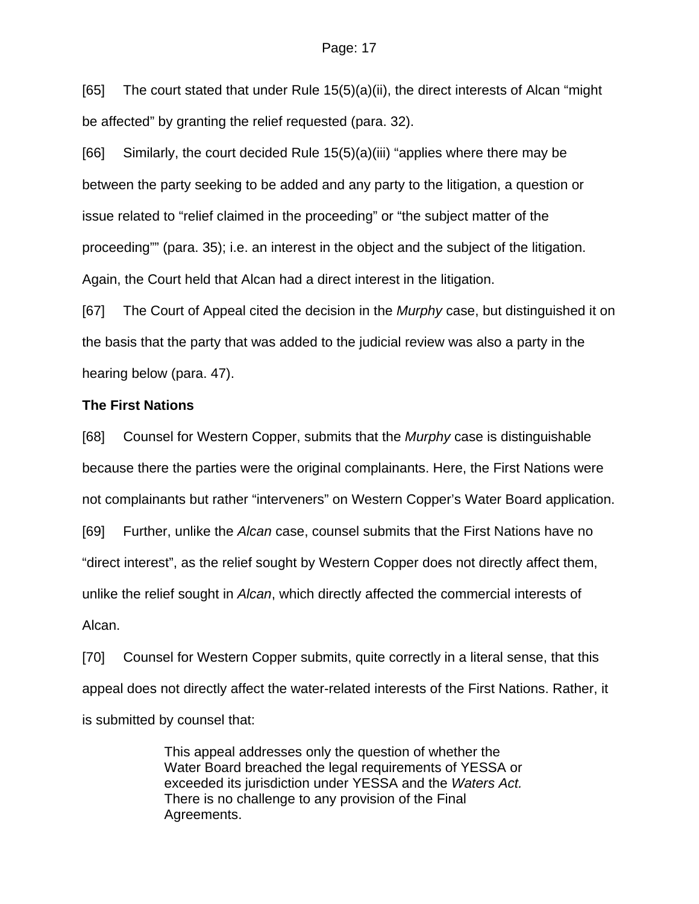[65] The court stated that under Rule 15(5)(a)(ii), the direct interests of Alcan "might be affected" by granting the relief requested (para. 32).

[66] Similarly, the court decided Rule 15(5)(a)(iii) "applies where there may be between the party seeking to be added and any party to the litigation, a question or issue related to "relief claimed in the proceeding" or "the subject matter of the proceeding"" (para. 35); i.e. an interest in the object and the subject of the litigation. Again, the Court held that Alcan had a direct interest in the litigation.

[67] The Court of Appeal cited the decision in the *Murphy* case, but distinguished it on the basis that the party that was added to the judicial review was also a party in the hearing below (para. 47).

**The First Nations**

[68] Counsel for Western Copper, submits that the *Murphy* case is distinguishable because there the parties were the original complainants. Here, the First Nations were not complainants but rather "interveners" on Western Copper's Water Board application.

[69] Further, unlike the *Alcan* case, counsel submits that the First Nations have no "direct interest", as the relief sought by Western Copper does not directly affect them, unlike the relief sought in *Alcan*, which directly affected the commercial interests of Alcan.

[70] Counsel for Western Copper submits, quite correctly in a literal sense, that this appeal does not directly affect the water-related interests of the First Nations. Rather, it is submitted by counsel that:

> This appeal addresses only the question of whether the Water Board breached the legal requirements of YESSA or exceeded its jurisdiction under YESSA and the *Waters Act.* There is no challenge to any provision of the Final Agreements.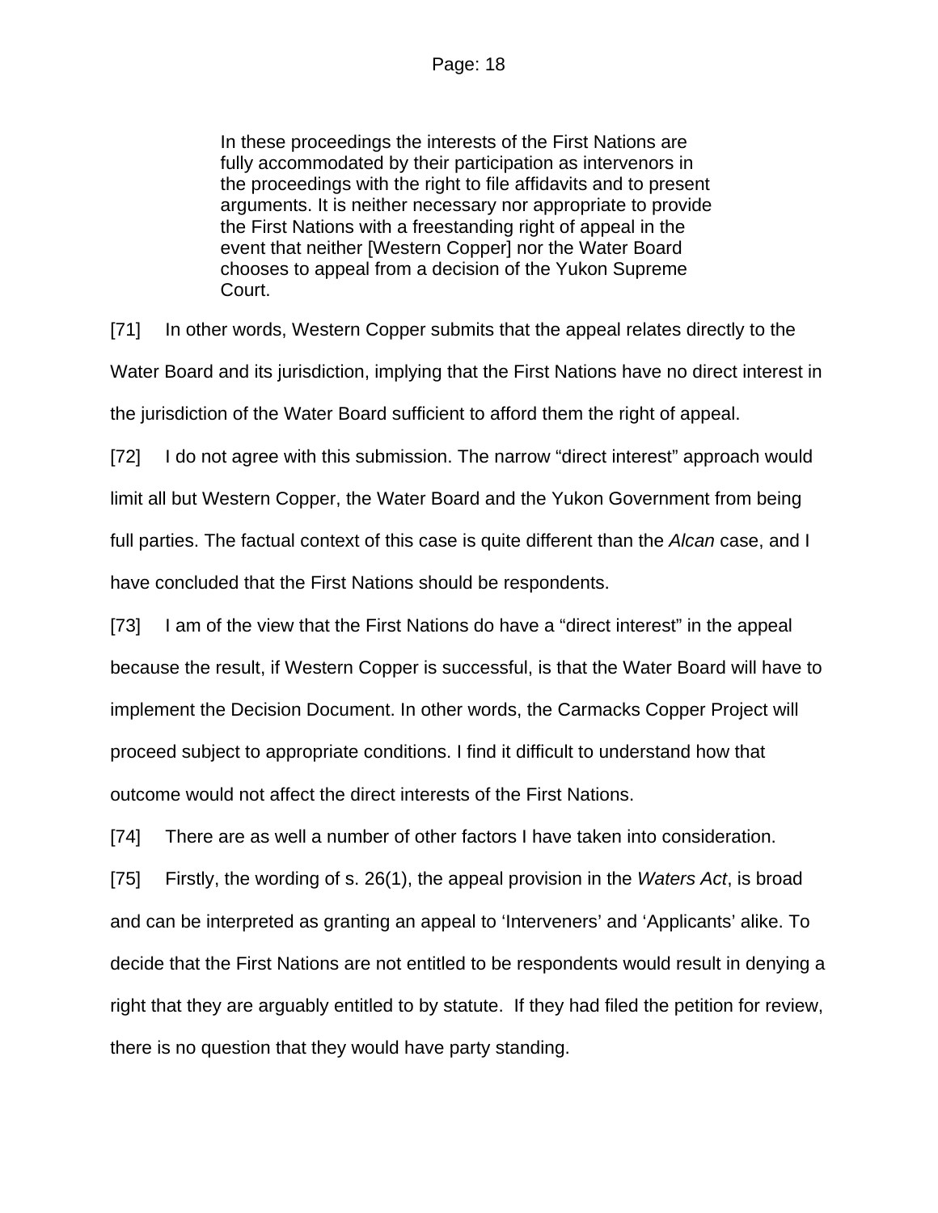> In these proceedings the interests of the First Nations are fully accommodated by their participation as intervenors in the proceedings with the right to file affidavits and to present arguments. It is neither necessary nor appropriate to provide the First Nations with a freestanding right of appeal in the event that neither [Western Copper] nor the Water Board chooses to appeal from a decision of the Yukon Supreme Court.

[71] In other words, Western Copper submits that the appeal relates directly to the Water Board and its jurisdiction, implying that the First Nations have no direct interest in the jurisdiction of the Water Board sufficient to afford them the right of appeal.

[72] I do not agree with this submission. The narrow "direct interest" approach would limit all but Western Copper, the Water Board and the Yukon Government from being full parties. The factual context of this case is quite different than the *Alcan* case, and I have concluded that the First Nations should be respondents.

[73] I am of the view that the First Nations do have a "direct interest" in the appeal because the result, if Western Copper is successful, is that the Water Board will have to implement the Decision Document. In other words, the Carmacks Copper Project will proceed subject to appropriate conditions. I find it difficult to understand how that outcome would not affect the direct interests of the First Nations.

[74] There are as well a number of other factors I have taken into consideration.

[75] Firstly, the wording of s. 26(1), the appeal provision in the *Waters Act*, is broad and can be interpreted as granting an appeal to 'Interveners' and 'Applicants' alike. To decide that the First Nations are not entitled to be respondents would result in denying a right that they are arguably entitled to by statute. If they had filed the petition for review, there is no question that they would have party standing.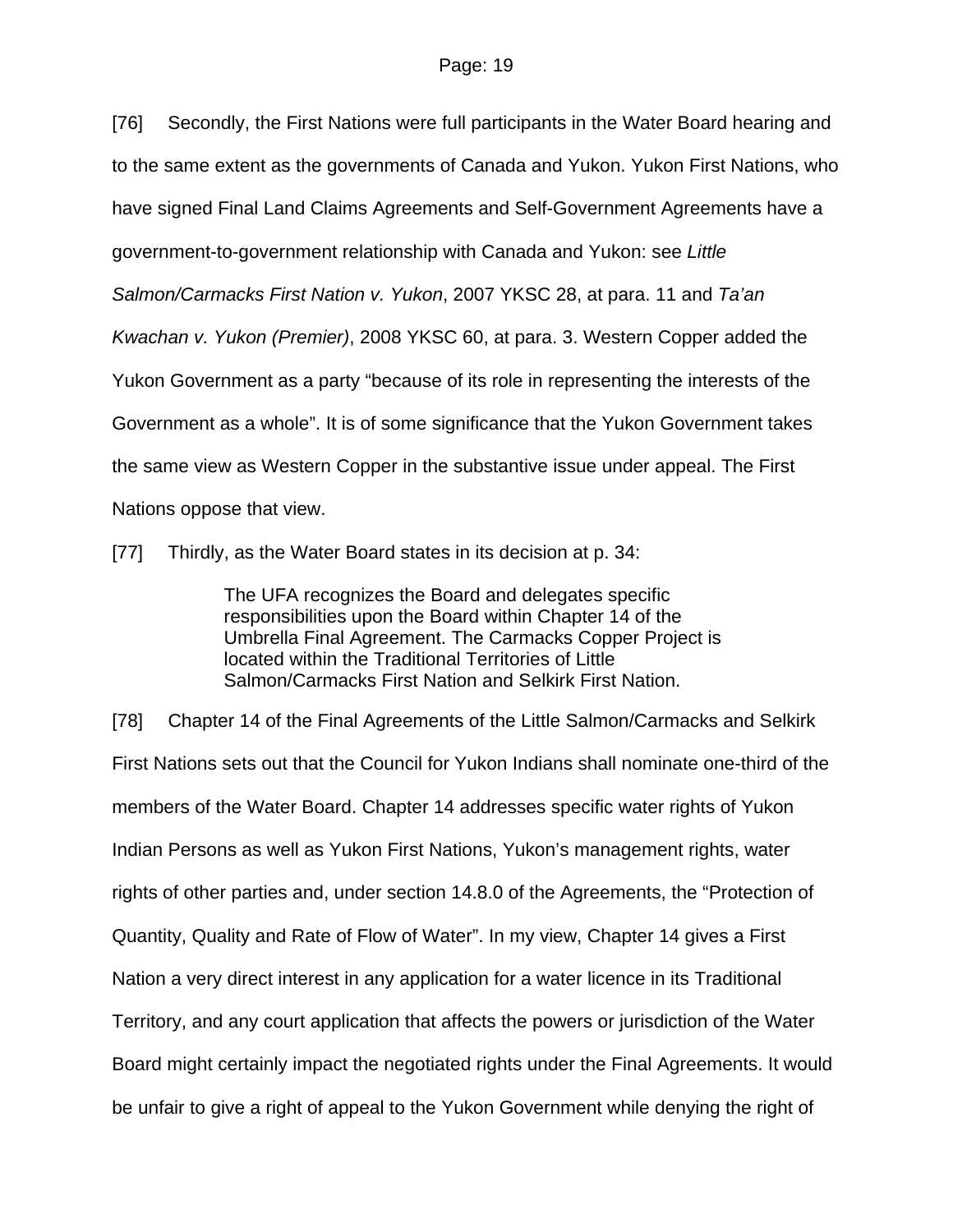[76] Secondly, the First Nations were full participants in the Water Board hearing and to the same extent as the governments of Canada and Yukon. Yukon First Nations, who have signed Final Land Claims Agreements and Self-Government Agreements have a government-to-government relationship with Canada and Yukon: see *Little Salmon/Carmacks First Nation v. Yukon*, 2007 YKSC 28, at para. 11 and *Ta'an Kwachan v. Yukon (Premier)*, 2008 YKSC 60, at para. 3. Western Copper added the Yukon Government as a party "because of its role in representing the interests of the Government as a whole". It is of some significance that the Yukon Government takes the same view as Western Copper in the substantive issue under appeal. The First Nations oppose that view.

[77] Thirdly, as the Water Board states in its decision at p. 34:

> The UFA recognizes the Board and delegates specific responsibilities upon the Board within Chapter 14 of the Umbrella Final Agreement. The Carmacks Copper Project is located within the Traditional Territories of Little Salmon/Carmacks First Nation and Selkirk First Nation.

[78] Chapter 14 of the Final Agreements of the Little Salmon/Carmacks and Selkirk First Nations sets out that the Council for Yukon Indians shall nominate one-third of the members of the Water Board. Chapter 14 addresses specific water rights of Yukon Indian Persons as well as Yukon First Nations, Yukon's management rights, water rights of other parties and, under section 14.8.0 of the Agreements, the "Protection of Quantity, Quality and Rate of Flow of Water". In my view, Chapter 14 gives a First Nation a very direct interest in any application for a water licence in its Traditional Territory, and any court application that affects the powers or jurisdiction of the Water Board might certainly impact the negotiated rights under the Final Agreements. It would be unfair to give a right of appeal to the Yukon Government while denying the right of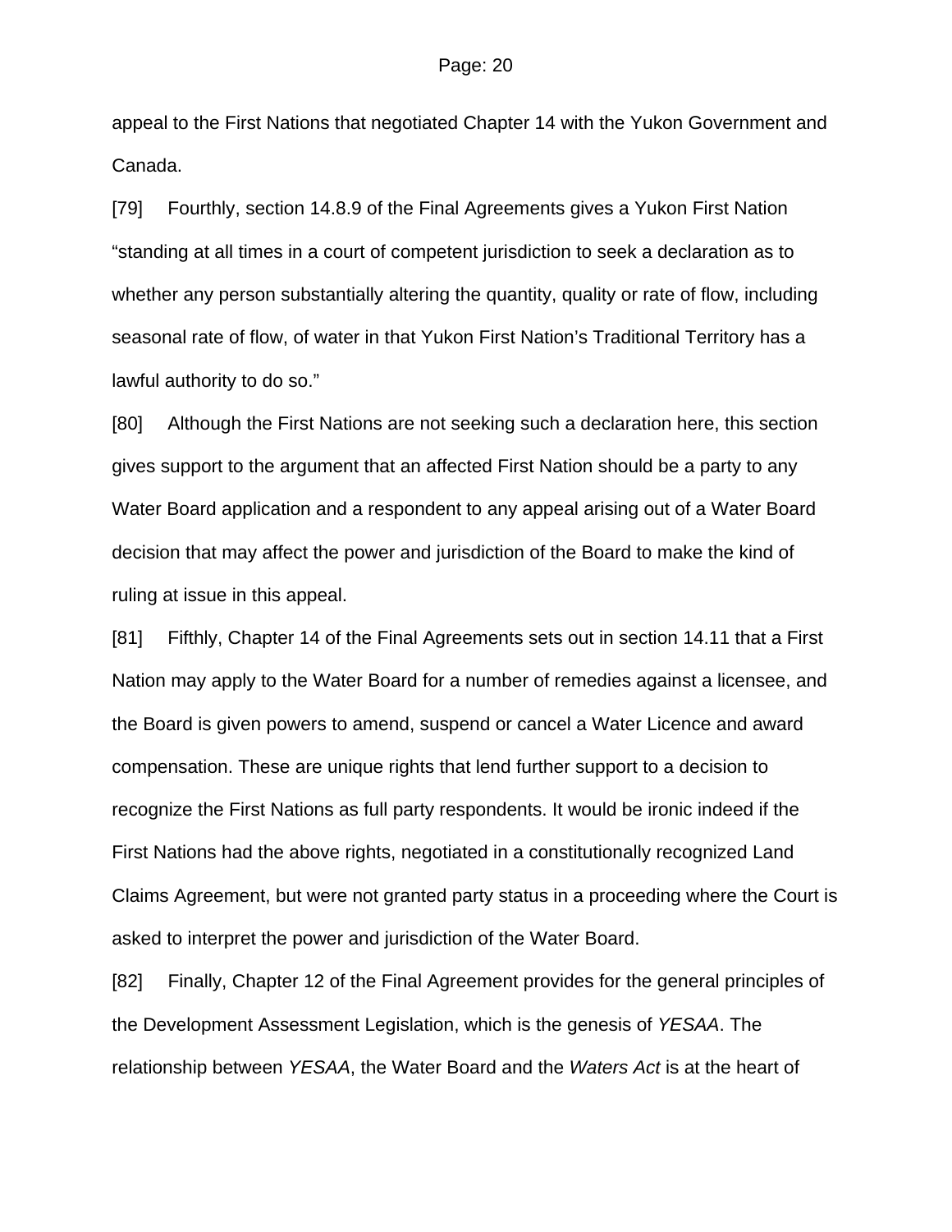appeal to the First Nations that negotiated Chapter 14 with the Yukon Government and Canada.

[79] Fourthly, section 14.8.9 of the Final Agreements gives a Yukon First Nation "standing at all times in a court of competent jurisdiction to seek a declaration as to whether any person substantially altering the quantity, quality or rate of flow, including seasonal rate of flow, of water in that Yukon First Nation's Traditional Territory has a lawful authority to do so."

[80] Although the First Nations are not seeking such a declaration here, this section gives support to the argument that an affected First Nation should be a party to any Water Board application and a respondent to any appeal arising out of a Water Board decision that may affect the power and jurisdiction of the Board to make the kind of ruling at issue in this appeal.

[81] Fifthly, Chapter 14 of the Final Agreements sets out in section 14.11 that a First Nation may apply to the Water Board for a number of remedies against a licensee, and the Board is given powers to amend, suspend or cancel a Water Licence and award compensation. These are unique rights that lend further support to a decision to recognize the First Nations as full party respondents. It would be ironic indeed if the First Nations had the above rights, negotiated in a constitutionally recognized Land Claims Agreement, but were not granted party status in a proceeding where the Court is asked to interpret the power and jurisdiction of the Water Board.

[82] Finally, Chapter 12 of the Final Agreement provides for the general principles of the Development Assessment Legislation, which is the genesis of *YESAA*. The relationship between *YESAA*, the Water Board and the *Waters Act* is at the heart of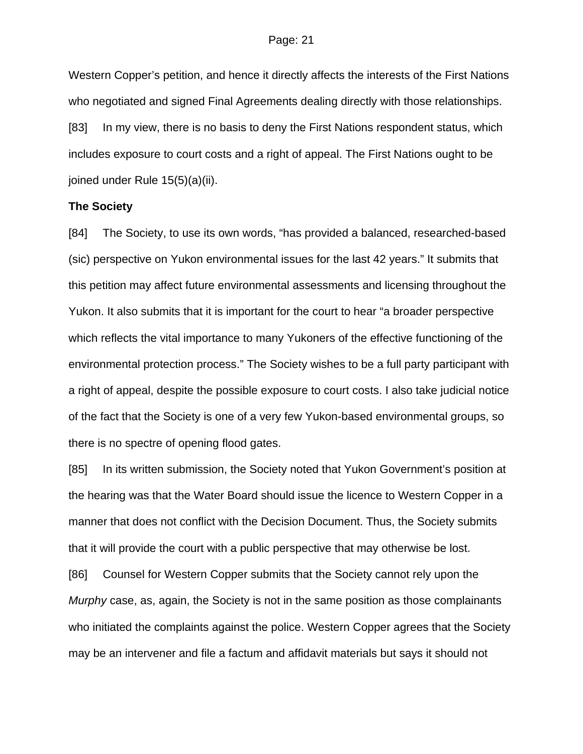Western Copper's petition, and hence it directly affects the interests of the First Nations who negotiated and signed Final Agreements dealing directly with those relationships.

[83] In my view, there is no basis to deny the First Nations respondent status, which includes exposure to court costs and a right of appeal. The First Nations ought to be joined under Rule 15(5)(a)(ii).

**The Society**

[84] The Society, to use its own words, "has provided a balanced, researched-based (sic) perspective on Yukon environmental issues for the last 42 years." It submits that this petition may affect future environmental assessments and licensing throughout the Yukon. It also submits that it is important for the court to hear "a broader perspective which reflects the vital importance to many Yukoners of the effective functioning of the environmental protection process." The Society wishes to be a full party participant with a right of appeal, despite the possible exposure to court costs. I also take judicial notice of the fact that the Society is one of a very few Yukon-based environmental groups, so there is no spectre of opening flood gates.

[85] In its written submission, the Society noted that Yukon Government's position at the hearing was that the Water Board should issue the licence to Western Copper in a manner that does not conflict with the Decision Document. Thus, the Society submits that it will provide the court with a public perspective that may otherwise be lost.

[86] Counsel for Western Copper submits that the Society cannot rely upon the *Murphy* case, as, again, the Society is not in the same position as those complainants who initiated the complaints against the police. Western Copper agrees that the Society may be an intervener and file a factum and affidavit materials but says it should not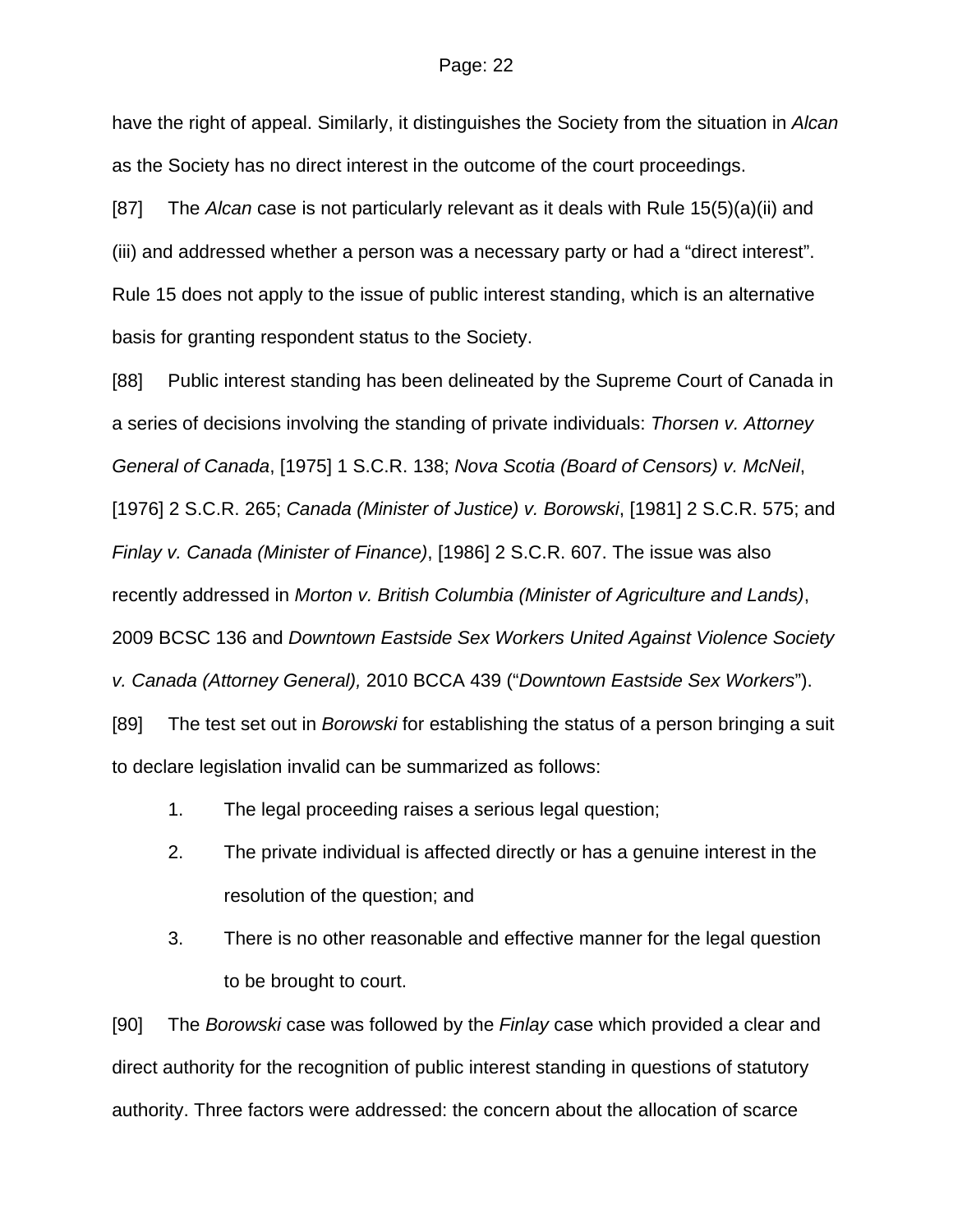have the right of appeal. Similarly, it distinguishes the Society from the situation in *Alcan* as the Society has no direct interest in the outcome of the court proceedings.

[87] The *Alcan* case is not particularly relevant as it deals with Rule 15(5)(a)(ii) and (iii) and addressed whether a person was a necessary party or had a "direct interest". Rule 15 does not apply to the issue of public interest standing, which is an alternative basis for granting respondent status to the Society.

[88] Public interest standing has been delineated by the Supreme Court of Canada in a series of decisions involving the standing of private individuals: *Thorsen v. Attorney General of Canada*, [1975] 1 S.C.R. 138; *Nova Scotia (Board of Censors) v. McNeil*, [1976] 2 S.C.R. 265; *Canada (Minister of Justice) v. Borowski*, [1981] 2 S.C.R. 575; and *Finlay v. Canada (Minister of Finance)*, [1986] 2 S.C.R. 607. The issue was also recently addressed in *Morton v. British Columbia (Minister of Agriculture and Lands)*, 2009 BCSC 136 and *Downtown Eastside Sex Workers United Against Violence Society v. Canada (Attorney General),* 2010 BCCA 439 ("*Downtown Eastside Sex Workers*").

[89] The test set out in *Borowski* for establishing the status of a person bringing a suit to declare legislation invalid can be summarized as follows:

1. The legal proceeding raises a serious legal question;
2. The private individual is affected directly or has a genuine interest in the resolution of the question; and
3. There is no other reasonable and effective manner for the legal question to be brought to court.

[90] The *Borowski* case was followed by the *Finlay* case which provided a clear and direct authority for the recognition of public interest standing in questions of statutory authority. Three factors were addressed: the concern about the allocation of scarce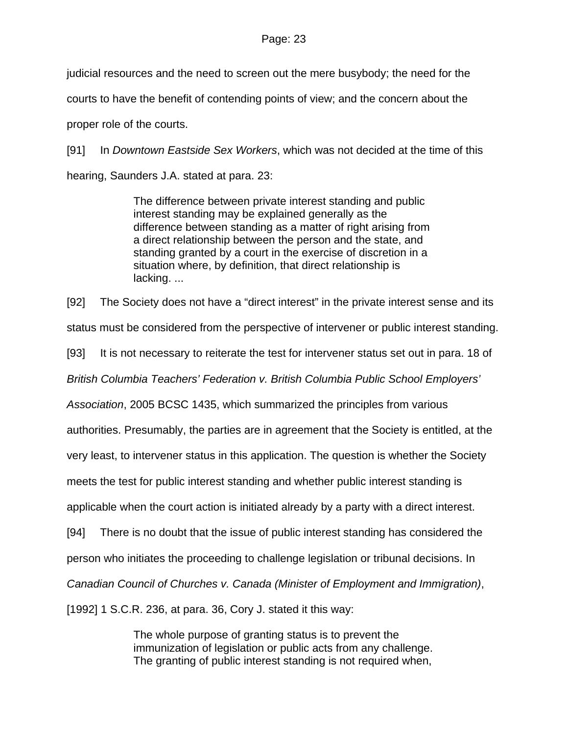judicial resources and the need to screen out the mere busybody; the need for the courts to have the benefit of contending points of view; and the concern about the proper role of the courts.

[91] In *Downtown Eastside Sex Workers*, which was not decided at the time of this hearing, Saunders J.A. stated at para. 23:

> The difference between private interest standing and public interest standing may be explained generally as the difference between standing as a matter of right arising from a direct relationship between the person and the state, and standing granted by a court in the exercise of discretion in a situation where, by definition, that direct relationship is lacking. ...

[92] The Society does not have a "direct interest" in the private interest sense and its status must be considered from the perspective of intervener or public interest standing.

[93] It is not necessary to reiterate the test for intervener status set out in para. 18 of *British Columbia Teachers' Federation v. British Columbia Public School Employers' Association*, 2005 BCSC 1435, which summarized the principles from various authorities. Presumably, the parties are in agreement that the Society is entitled, at the very least, to intervener status in this application. The question is whether the Society meets the test for public interest standing and whether public interest standing is applicable when the court action is initiated already by a party with a direct interest.

[94] There is no doubt that the issue of public interest standing has considered the person who initiates the proceeding to challenge legislation or tribunal decisions. In *Canadian Council of Churches v. Canada (Minister of Employment and Immigration)*, [1992] 1 S.C.R. 236, at para. 36, Cory J. stated it this way:

> The whole purpose of granting status is to prevent the immunization of legislation or public acts from any challenge. The granting of public interest standing is not required when,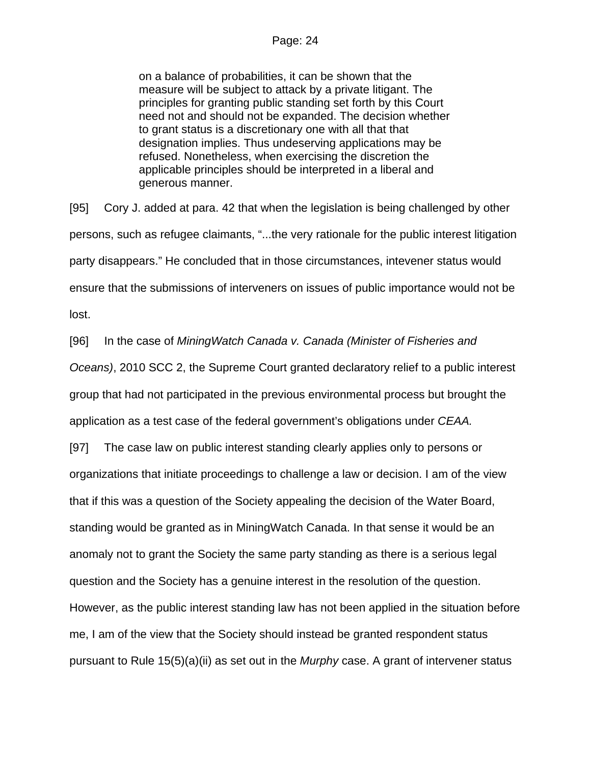> on a balance of probabilities, it can be shown that the measure will be subject to attack by a private litigant. The principles for granting public standing set forth by this Court need not and should not be expanded. The decision whether to grant status is a discretionary one with all that that designation implies. Thus undeserving applications may be refused. Nonetheless, when exercising the discretion the applicable principles should be interpreted in a liberal and generous manner.

[95] Cory J. added at para. 42 that when the legislation is being challenged by other persons, such as refugee claimants, "...the very rationale for the public interest litigation party disappears." He concluded that in those circumstances, intevener status would ensure that the submissions of interveners on issues of public importance would not be lost.

[96] In the case of *MiningWatch Canada v. Canada (Minister of Fisheries and Oceans)*, 2010 SCC 2, the Supreme Court granted declaratory relief to a public interest group that had not participated in the previous environmental process but brought the application as a test case of the federal government's obligations under *CEAA.*

[97] The case law on public interest standing clearly applies only to persons or organizations that initiate proceedings to challenge a law or decision. I am of the view that if this was a question of the Society appealing the decision of the Water Board, standing would be granted as in MiningWatch Canada. In that sense it would be an anomaly not to grant the Society the same party standing as there is a serious legal question and the Society has a genuine interest in the resolution of the question. However, as the public interest standing law has not been applied in the situation before me, I am of the view that the Society should instead be granted respondent status pursuant to Rule 15(5)(a)(ii) as set out in the *Murphy* case. A grant of intervener status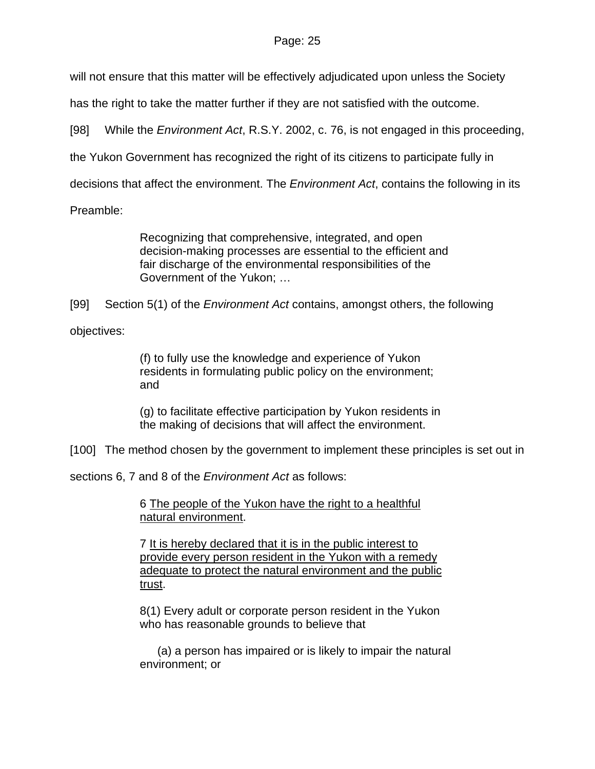will not ensure that this matter will be effectively adjudicated upon unless the Society has the right to take the matter further if they are not satisfied with the outcome.

[98] While the *Environment Act*, R.S.Y. 2002, c. 76, is not engaged in this proceeding, the Yukon Government has recognized the right of its citizens to participate fully in decisions that affect the environment. The *Environment Act*, contains the following in its Preamble:

> Recognizing that comprehensive, integrated, and open decision-making processes are essential to the efficient and fair discharge of the environmental responsibilities of the Government of the Yukon; …

[99] Section 5(1) of the *Environment Act* contains, amongst others, the following objectives:

> (f) to fully use the knowledge and experience of Yukon residents in formulating public policy on the environment; and
>
> (g) to facilitate effective participation by Yukon residents in the making of decisions that will affect the environment.

[100] The method chosen by the government to implement these principles is set out in sections 6, 7 and 8 of the *Environment Act* as follows:

> 6 <u>The people of the Yukon have the right to a healthful natural environment</u>.
>
> 7 <u>It is hereby declared that it is in the public interest to provide every person resident in the Yukon with a remedy adequate to protect the natural environment and the public trust</u>.
>
> 8(1) Every adult or corporate person resident in the Yukon who has reasonable grounds to believe that
>
> (a) a person has impaired or is likely to impair the natural environment; or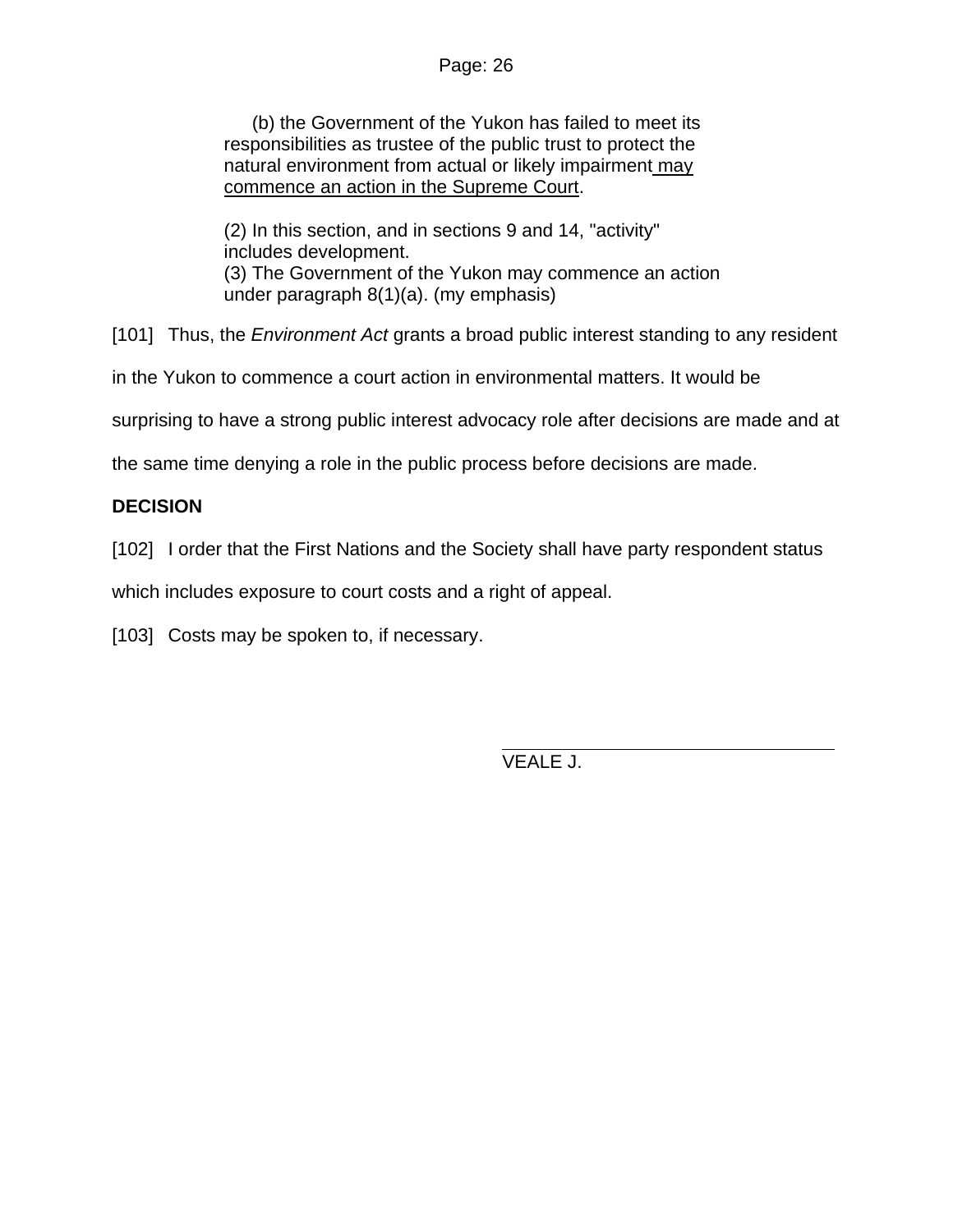> (b) the Government of the Yukon has failed to meet its responsibilities as trustee of the public trust to protect the natural environment from actual or likely impairment <u>may commence an action in the Supreme Court</u>.
>
> (2) In this section, and in sections 9 and 14, "activity" includes development.
> (3) The Government of the Yukon may commence an action under paragraph 8(1)(a). (my emphasis)

[101] Thus, the *Environment Act* grants a broad public interest standing to any resident in the Yukon to commence a court action in environmental matters. It would be surprising to have a strong public interest advocacy role after decisions are made and at the same time denying a role in the public process before decisions are made.

**DECISION**

[102] I order that the First Nations and the Society shall have party respondent status which includes exposure to court costs and a right of appeal.

[103] Costs may be spoken to, if necessary.

VEALE J.